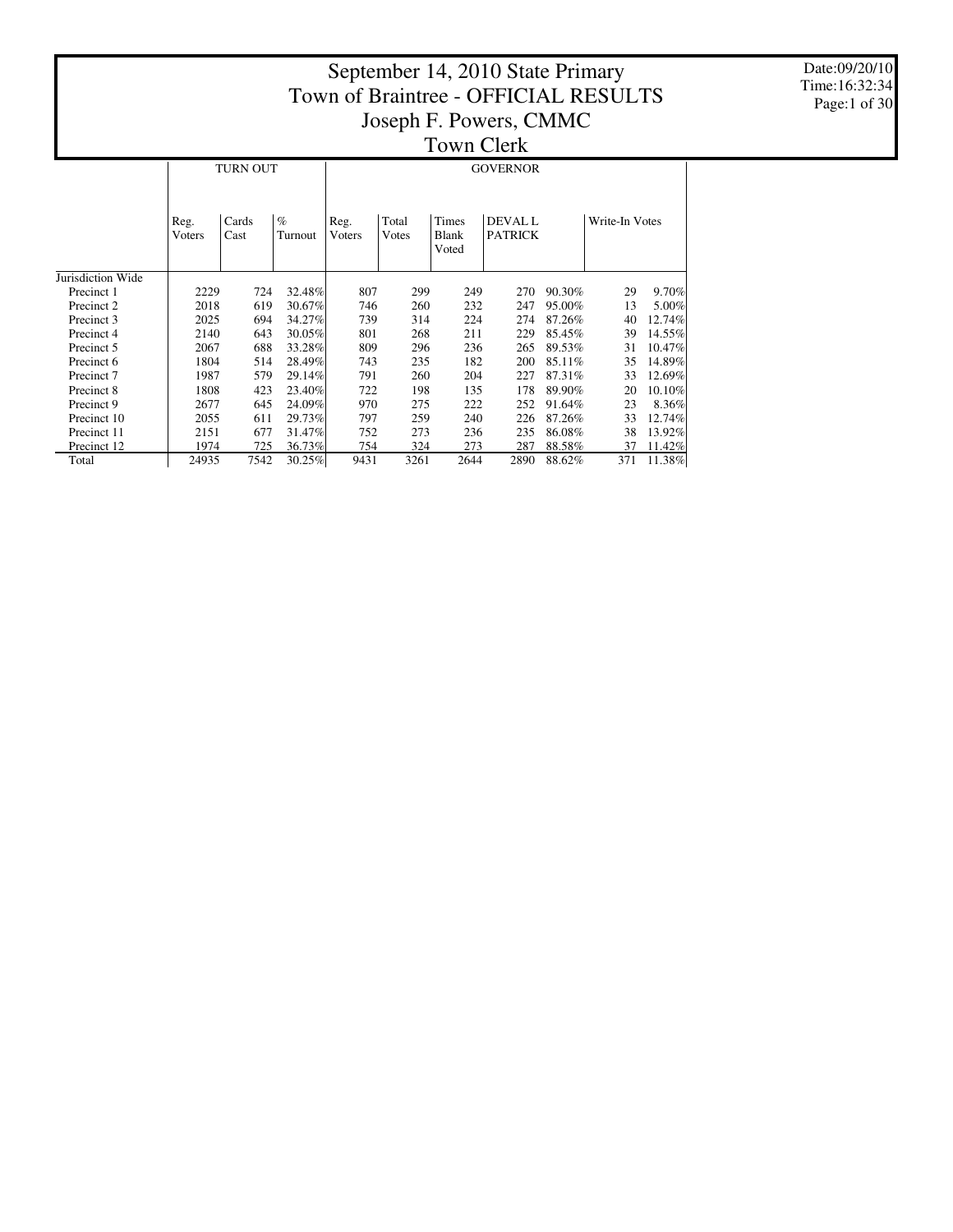# September 14, 2010 State Primary
# Town of Braintree - OFFICIAL RESULTS
## Joseph F. Powers, CMMC
## Town Clerk

Date:09/20/10
Time:16:32:34

| | TURN OUT | | | GOVERNOR | | | | | | |
|---|---|---|---|---|---|---|---|---|---|---|
| | Reg. Voters | Cards Cast | % Turnout | Reg. Voters | Total Votes | Times Blank Voted | DEVAL L PATRICK | | Write-In Votes | |
| Jurisdiction Wide | | | | | | | | | | |
| Precinct 1 | 2229 | 724 | 32.48% | 807 | 299 | 249 | 270 | 90.30% | 29 | 9.70% |
| Precinct 2 | 2018 | 619 | 30.67% | 746 | 260 | 232 | 247 | 95.00% | 13 | 5.00% |
| Precinct 3 | 2025 | 694 | 34.27% | 739 | 314 | 224 | 274 | 87.26% | 40 | 12.74% |
| Precinct 4 | 2140 | 643 | 30.05% | 801 | 268 | 211 | 229 | 85.45% | 39 | 14.55% |
| Precinct 5 | 2067 | 688 | 33.28% | 809 | 296 | 236 | 265 | 89.53% | 31 | 10.47% |
| Precinct 6 | 1804 | 514 | 28.49% | 743 | 235 | 182 | 200 | 85.11% | 35 | 14.89% |
| Precinct 7 | 1987 | 579 | 29.14% | 791 | 260 | 204 | 227 | 87.31% | 33 | 12.69% |
| Precinct 8 | 1808 | 423 | 23.40% | 722 | 198 | 135 | 178 | 89.90% | 20 | 10.10% |
| Precinct 9 | 2677 | 645 | 24.09% | 970 | 275 | 222 | 252 | 91.64% | 23 | 8.36% |
| Precinct 10 | 2055 | 611 | 29.73% | 797 | 259 | 240 | 226 | 87.26% | 33 | 12.74% |
| Precinct 11 | 2151 | 677 | 31.47% | 752 | 273 | 236 | 235 | 86.08% | 38 | 13.92% |
| Precinct 12 | 1974 | 725 | 36.73% | 754 | 324 | 273 | 287 | 88.58% | 37 | 11.42% |
| Total | 24935 | 7542 | 30.25% | 9431 | 3261 | 2644 | 2890 | 88.62% | 371 | 11.38% |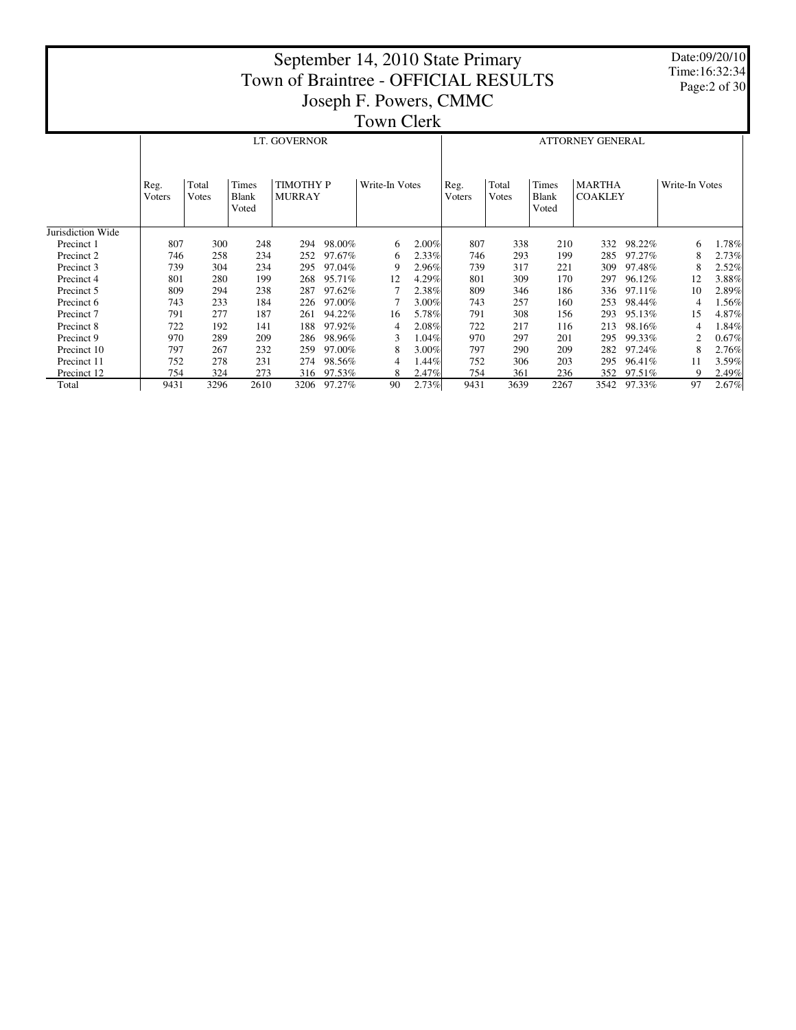# September 14, 2010 State Primary
# Town of Braintree - OFFICIAL RESULTS
## Joseph F. Powers, CMMC
## Town Clerk

Date:09/20/10
Time:16:32:34

| | LT. GOVERNOR | | | | | | | ATTORNEY GENERAL | | | | | | |
|---|---|---|---|---|---|---|---|---|---|---|---|---|---|---|
| | Reg. Voters | Total Votes | Times Blank Voted | TIMOTHY P MURRAY | | Write-In Votes | | Reg. Voters | Total Votes | Times Blank Voted | MARTHA COAKLEY | | Write-In Votes | |
| Jurisdiction Wide | | | | | | | | | | | | | | |
| Precinct 1 | 807 | 300 | 248 | 294 | 98.00% | 6 | 2.00% | 807 | 338 | 210 | 332 | 98.22% | 6 | 1.78% |
| Precinct 2 | 746 | 258 | 234 | 252 | 97.67% | 6 | 2.33% | 746 | 293 | 199 | 285 | 97.27% | 8 | 2.73% |
| Precinct 3 | 739 | 304 | 234 | 295 | 97.04% | 9 | 2.96% | 739 | 317 | 221 | 309 | 97.48% | 8 | 2.52% |
| Precinct 4 | 801 | 280 | 199 | 268 | 95.71% | 12 | 4.29% | 801 | 309 | 170 | 297 | 96.12% | 12 | 3.88% |
| Precinct 5 | 809 | 294 | 238 | 287 | 97.62% | 7 | 2.38% | 809 | 346 | 186 | 336 | 97.11% | 10 | 2.89% |
| Precinct 6 | 743 | 233 | 184 | 226 | 97.00% | 7 | 3.00% | 743 | 257 | 160 | 253 | 98.44% | 4 | 1.56% |
| Precinct 7 | 791 | 277 | 187 | 261 | 94.22% | 16 | 5.78% | 791 | 308 | 156 | 293 | 95.13% | 15 | 4.87% |
| Precinct 8 | 722 | 192 | 141 | 188 | 97.92% | 4 | 2.08% | 722 | 217 | 116 | 213 | 98.16% | 4 | 1.84% |
| Precinct 9 | 970 | 289 | 209 | 286 | 98.96% | 3 | 1.04% | 970 | 297 | 201 | 295 | 99.33% | 2 | 0.67% |
| Precinct 10 | 797 | 267 | 232 | 259 | 97.00% | 8 | 3.00% | 797 | 290 | 209 | 282 | 97.24% | 8 | 2.76% |
| Precinct 11 | 752 | 278 | 231 | 274 | 98.56% | 4 | 1.44% | 752 | 306 | 203 | 295 | 96.41% | 11 | 3.59% |
| Precinct 12 | 754 | 324 | 273 | 316 | 97.53% | 8 | 2.47% | 754 | 361 | 236 | 352 | 97.51% | 9 | 2.49% |
| Total | 9431 | 3296 | 2610 | 3206 | 97.27% | 90 | 2.73% | 9431 | 3639 | 2267 | 3542 | 97.33% | 97 | 2.67% |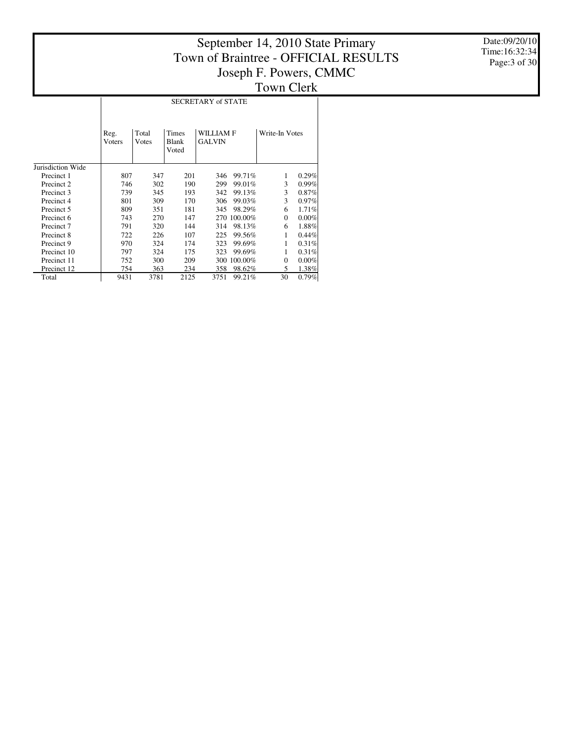# September 14, 2010 State Primary
# Town of Braintree - OFFICIAL RESULTS
## Joseph F. Powers, CMMC
## Town Clerk

Date:09/20/10
Time:16:32:34

| | SECRETARY of STATE | | | | | | |
|---|---|---|---|---|---|---|---|
| | Reg. Voters | Total Votes | Times Blank Voted | WILLIAM F GALVIN | | Write-In Votes | |
| Jurisdiction Wide | | | | | | | |
| Precinct 1 | 807 | 347 | 201 | 346 | 99.71% | 1 | 0.29% |
| Precinct 2 | 746 | 302 | 190 | 299 | 99.01% | 3 | 0.99% |
| Precinct 3 | 739 | 345 | 193 | 342 | 99.13% | 3 | 0.87% |
| Precinct 4 | 801 | 309 | 170 | 306 | 99.03% | 3 | 0.97% |
| Precinct 5 | 809 | 351 | 181 | 345 | 98.29% | 6 | 1.71% |
| Precinct 6 | 743 | 270 | 147 | 270 | 100.00% | 0 | 0.00% |
| Precinct 7 | 791 | 320 | 144 | 314 | 98.13% | 6 | 1.88% |
| Precinct 8 | 722 | 226 | 107 | 225 | 99.56% | 1 | 0.44% |
| Precinct 9 | 970 | 324 | 174 | 323 | 99.69% | 1 | 0.31% |
| Precinct 10 | 797 | 324 | 175 | 323 | 99.69% | 1 | 0.31% |
| Precinct 11 | 752 | 300 | 209 | 300 | 100.00% | 0 | 0.00% |
| Precinct 12 | 754 | 363 | 234 | 358 | 98.62% | 5 | 1.38% |
| Total | 9431 | 3781 | 2125 | 3751 | 99.21% | 30 | 0.79% |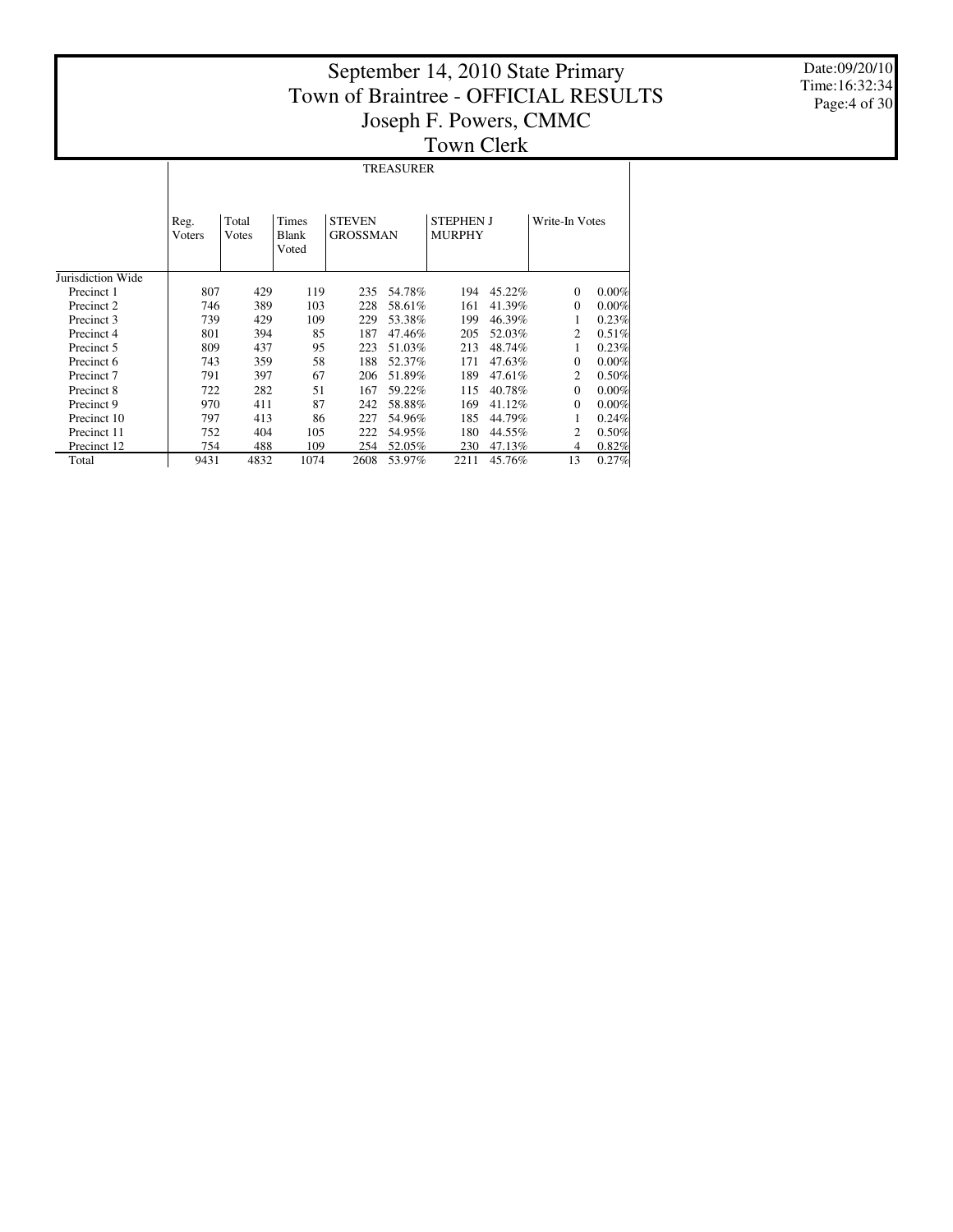# September 14, 2010 State Primary
# Town of Braintree - OFFICIAL RESULTS
## Joseph F. Powers, CMMC
## Town Clerk

Date:09/20/10
Time:16:32:34

### TREASURER

| | Reg. Voters | Total Votes | Times Blank Voted | STEVEN GROSSMAN | | STEPHEN J MURPHY | | Write-In Votes | |
|---|---|---|---|---|---|---|---|---|---|
| Jurisdiction Wide | | | | | | | | | |
| Precinct 1 | 807 | 429 | 119 | 235 | 54.78% | 194 | 45.22% | 0 | 0.00% |
| Precinct 2 | 746 | 389 | 103 | 228 | 58.61% | 161 | 41.39% | 0 | 0.00% |
| Precinct 3 | 739 | 429 | 109 | 229 | 53.38% | 199 | 46.39% | 1 | 0.23% |
| Precinct 4 | 801 | 394 | 85 | 187 | 47.46% | 205 | 52.03% | 2 | 0.51% |
| Precinct 5 | 809 | 437 | 95 | 223 | 51.03% | 213 | 48.74% | 1 | 0.23% |
| Precinct 6 | 743 | 359 | 58 | 188 | 52.37% | 171 | 47.63% | 0 | 0.00% |
| Precinct 7 | 791 | 397 | 67 | 206 | 51.89% | 189 | 47.61% | 2 | 0.50% |
| Precinct 8 | 722 | 282 | 51 | 167 | 59.22% | 115 | 40.78% | 0 | 0.00% |
| Precinct 9 | 970 | 411 | 87 | 242 | 58.88% | 169 | 41.12% | 0 | 0.00% |
| Precinct 10 | 797 | 413 | 86 | 227 | 54.96% | 185 | 44.79% | 1 | 0.24% |
| Precinct 11 | 752 | 404 | 105 | 222 | 54.95% | 180 | 44.55% | 2 | 0.50% |
| Precinct 12 | 754 | 488 | 109 | 254 | 52.05% | 230 | 47.13% | 4 | 0.82% |
| Total | 9431 | 4832 | 1074 | 2608 | 53.97% | 2211 | 45.76% | 13 | 0.27% |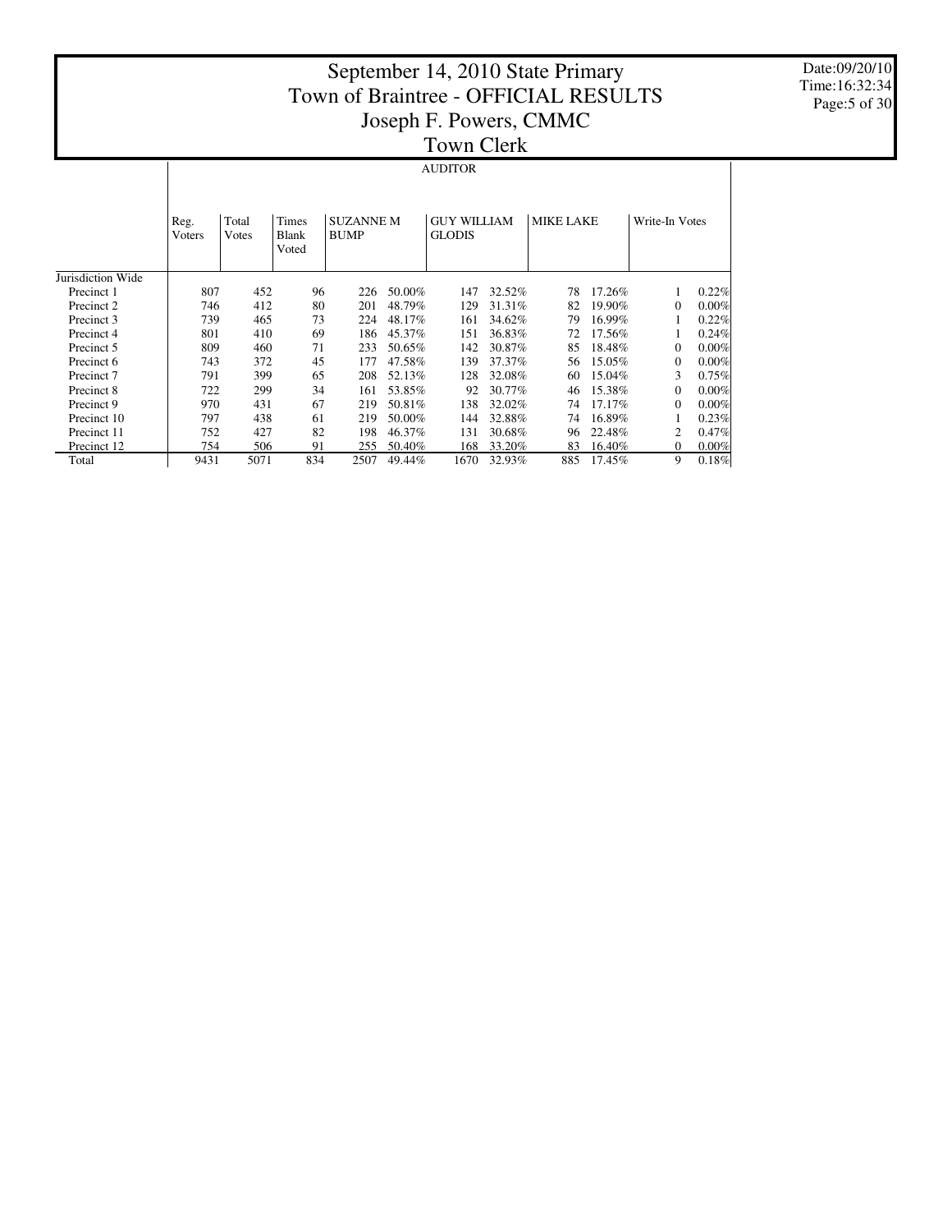# September 14, 2010 State Primary
# Town of Braintree - OFFICIAL RESULTS
## Joseph F. Powers, CMMC
## Town Clerk

Date:09/20/10
Time:16:32:34

### AUDITOR

| | Reg. Voters | Total Votes | Times Blank Voted | SUZANNE M BUMP | | GUY WILLIAM GLODIS | | MIKE LAKE | | Write-In Votes | |
|---|---|---|---|---|---|---|---|---|---|---|---|
| Jurisdiction Wide | | | | | | | | | | | |
| Precinct 1 | 807 | 452 | 96 | 226 | 50.00% | 147 | 32.52% | 78 | 17.26% | 1 | 0.22% |
| Precinct 2 | 746 | 412 | 80 | 201 | 48.79% | 129 | 31.31% | 82 | 19.90% | 0 | 0.00% |
| Precinct 3 | 739 | 465 | 73 | 224 | 48.17% | 161 | 34.62% | 79 | 16.99% | 1 | 0.22% |
| Precinct 4 | 801 | 410 | 69 | 186 | 45.37% | 151 | 36.83% | 72 | 17.56% | 1 | 0.24% |
| Precinct 5 | 809 | 460 | 71 | 233 | 50.65% | 142 | 30.87% | 85 | 18.48% | 0 | 0.00% |
| Precinct 6 | 743 | 372 | 45 | 177 | 47.58% | 139 | 37.37% | 56 | 15.05% | 0 | 0.00% |
| Precinct 7 | 791 | 399 | 65 | 208 | 52.13% | 128 | 32.08% | 60 | 15.04% | 3 | 0.75% |
| Precinct 8 | 722 | 299 | 34 | 161 | 53.85% | 92 | 30.77% | 46 | 15.38% | 0 | 0.00% |
| Precinct 9 | 970 | 431 | 67 | 219 | 50.81% | 138 | 32.02% | 74 | 17.17% | 0 | 0.00% |
| Precinct 10 | 797 | 438 | 61 | 219 | 50.00% | 144 | 32.88% | 74 | 16.89% | 1 | 0.23% |
| Precinct 11 | 752 | 427 | 82 | 198 | 46.37% | 131 | 30.68% | 96 | 22.48% | 2 | 0.47% |
| Precinct 12 | 754 | 506 | 91 | 255 | 50.40% | 168 | 33.20% | 83 | 16.40% | 0 | 0.00% |
| Total | 9431 | 5071 | 834 | 2507 | 49.44% | 1670 | 32.93% | 885 | 17.45% | 9 | 0.18% |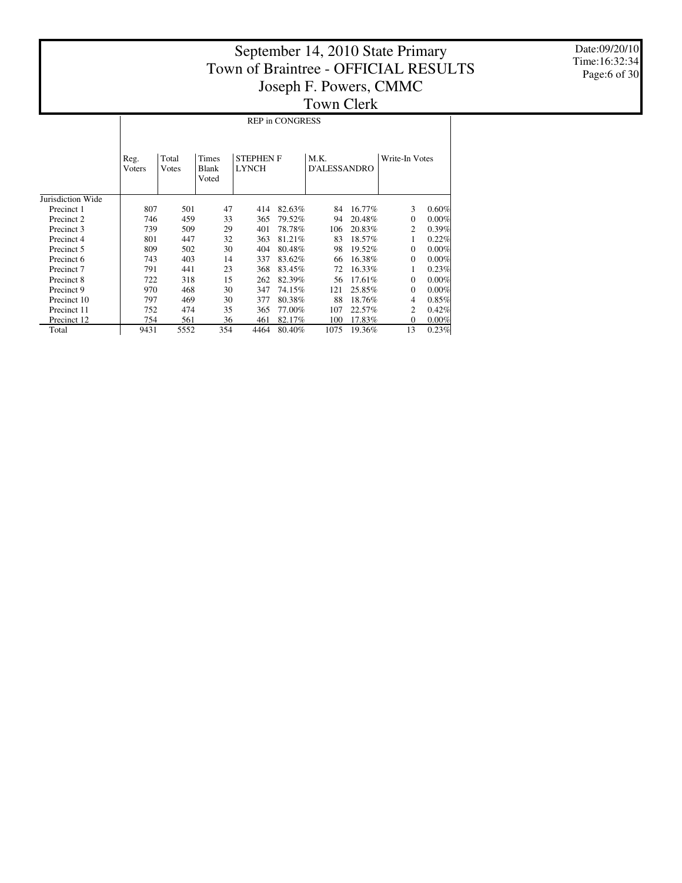# September 14, 2010 State Primary
# Town of Braintree - OFFICIAL RESULTS
# Joseph F. Powers, CMMC
# Town Clerk

Date:09/20/10
Time:16:32:34

| | REP in CONGRESS | | | | | | | | |
|---|---|---|---|---|---|---|---|---|---|
| | Reg. Voters | Total Votes | Times Blank Voted | STEPHEN F LYNCH | | M.K. D'ALESSANDRO | | Write-In Votes | |
| Jurisdiction Wide | | | | | | | | | |
| Precinct 1 | 807 | 501 | 47 | 414 | 82.63% | 84 | 16.77% | 3 | 0.60% |
| Precinct 2 | 746 | 459 | 33 | 365 | 79.52% | 94 | 20.48% | 0 | 0.00% |
| Precinct 3 | 739 | 509 | 29 | 401 | 78.78% | 106 | 20.83% | 2 | 0.39% |
| Precinct 4 | 801 | 447 | 32 | 363 | 81.21% | 83 | 18.57% | 1 | 0.22% |
| Precinct 5 | 809 | 502 | 30 | 404 | 80.48% | 98 | 19.52% | 0 | 0.00% |
| Precinct 6 | 743 | 403 | 14 | 337 | 83.62% | 66 | 16.38% | 0 | 0.00% |
| Precinct 7 | 791 | 441 | 23 | 368 | 83.45% | 72 | 16.33% | 1 | 0.23% |
| Precinct 8 | 722 | 318 | 15 | 262 | 82.39% | 56 | 17.61% | 0 | 0.00% |
| Precinct 9 | 970 | 468 | 30 | 347 | 74.15% | 121 | 25.85% | 0 | 0.00% |
| Precinct 10 | 797 | 469 | 30 | 377 | 80.38% | 88 | 18.76% | 4 | 0.85% |
| Precinct 11 | 752 | 474 | 35 | 365 | 77.00% | 107 | 22.57% | 2 | 0.42% |
| Precinct 12 | 754 | 561 | 36 | 461 | 82.17% | 100 | 17.83% | 0 | 0.00% |
| Total | 9431 | 5552 | 354 | 4464 | 80.40% | 1075 | 19.36% | 13 | 0.23% |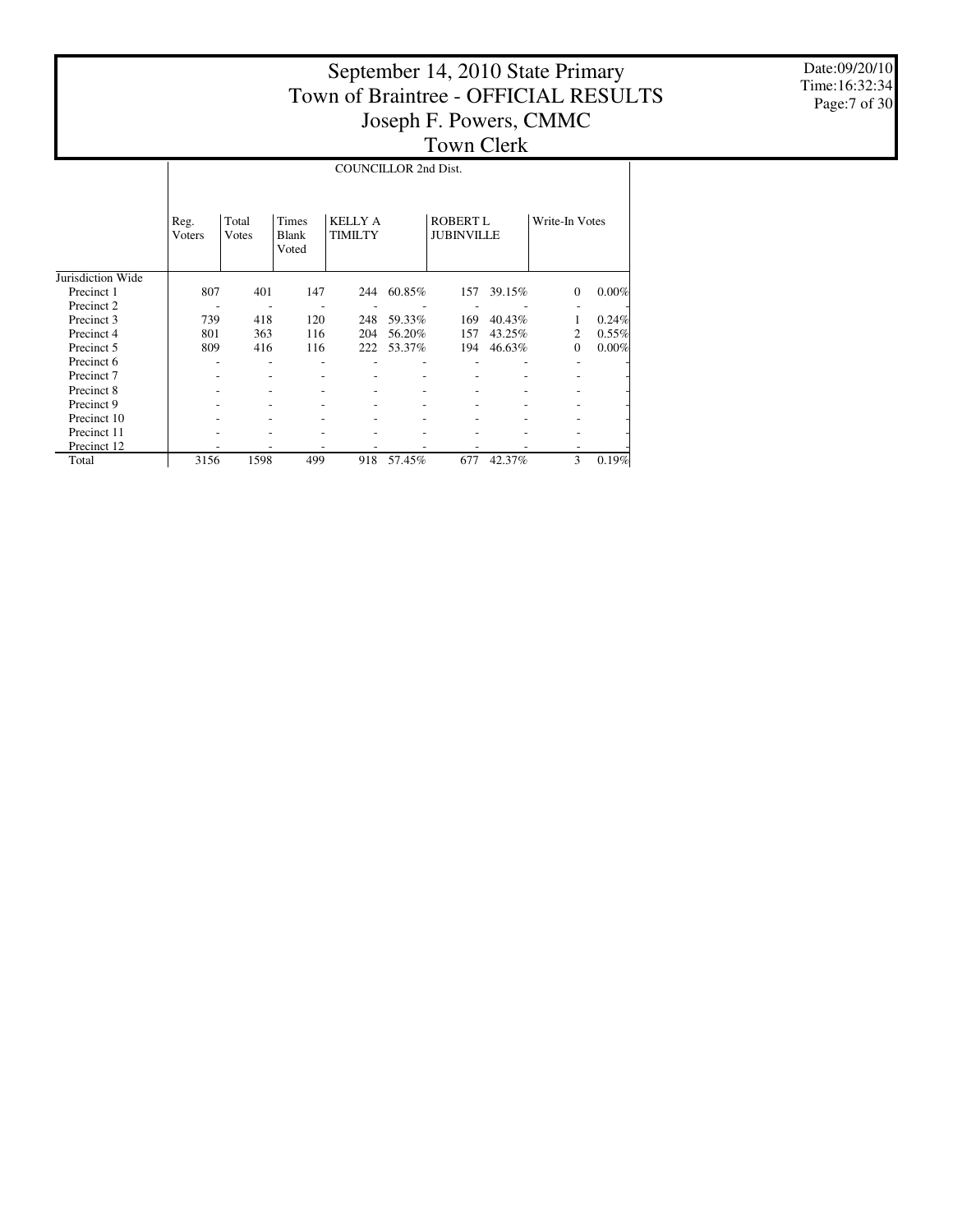# September 14, 2010 State Primary
# Town of Braintree - OFFICIAL RESULTS
# Joseph F. Powers, CMMC
# Town Clerk

Date:09/20/10
Time:16:32:34

## COUNCILLOR 2nd Dist.

| | Reg. Voters | Total Votes | Times Blank Voted | KELLY A TIMILTY | | ROBERT L JUBINVILLE | | Write-In Votes | |
|---|---|---|---|---|---|---|---|---|---|
| Jurisdiction Wide | | | | | | | | | |
| Precinct 1 | 807 | 401 | 147 | 244 | 60.85% | 157 | 39.15% | 0 | 0.00% |
| Precinct 2 | - | - | - | - | - | - | - | - | - |
| Precinct 3 | 739 | 418 | 120 | 248 | 59.33% | 169 | 40.43% | 1 | 0.24% |
| Precinct 4 | 801 | 363 | 116 | 204 | 56.20% | 157 | 43.25% | 2 | 0.55% |
| Precinct 5 | 809 | 416 | 116 | 222 | 53.37% | 194 | 46.63% | 0 | 0.00% |
| Precinct 6 | - | - | - | - | - | - | - | - | - |
| Precinct 7 | - | - | - | - | - | - | - | - | - |
| Precinct 8 | - | - | - | - | - | - | - | - | - |
| Precinct 9 | - | - | - | - | - | - | - | - | - |
| Precinct 10 | - | - | - | - | - | - | - | - | - |
| Precinct 11 | - | - | - | - | - | - | - | - | - |
| Precinct 12 | - | - | - | - | - | - | - | - | - |
| Total | 3156 | 1598 | 499 | 918 | 57.45% | 677 | 42.37% | 3 | 0.19% |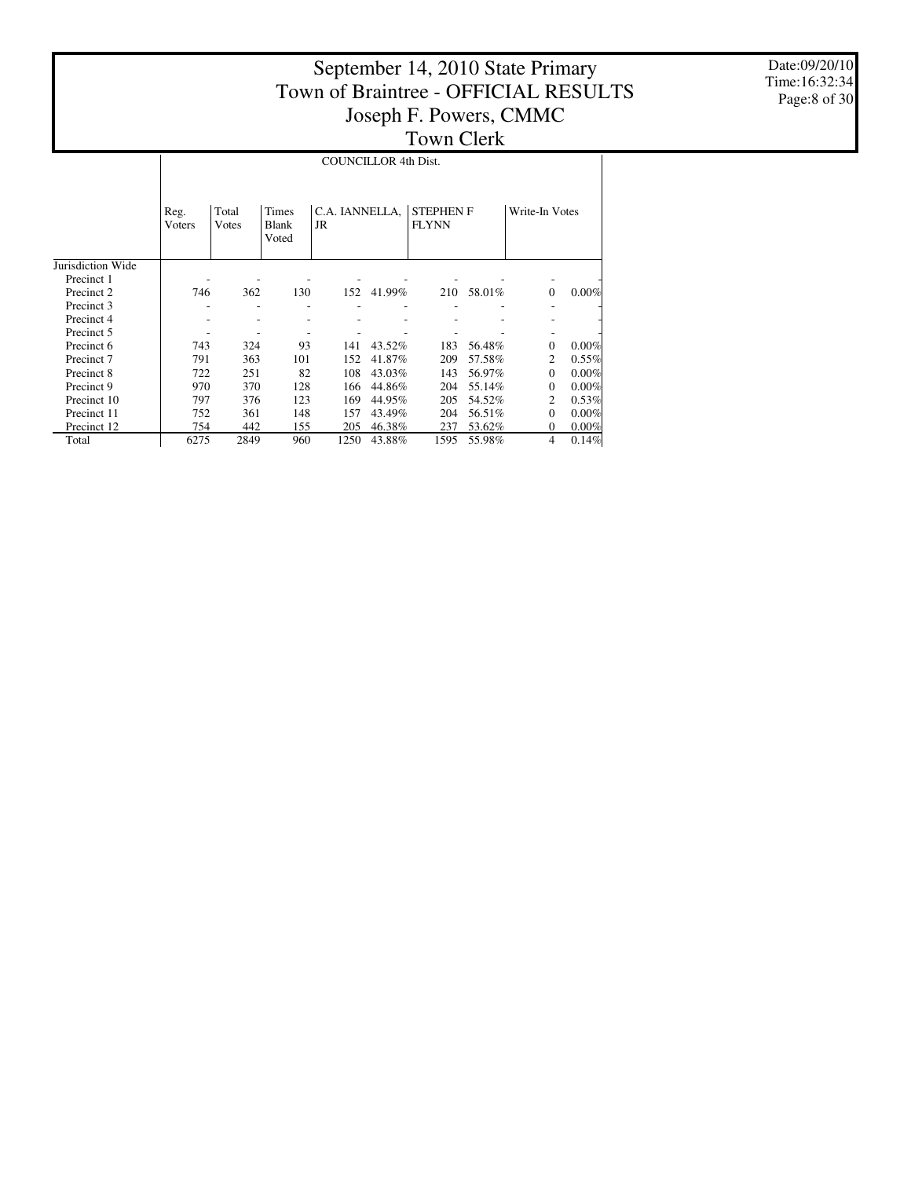# September 14, 2010 State Primary
# Town of Braintree - OFFICIAL RESULTS
## Joseph F. Powers, CMMC
## Town Clerk

Date:09/20/10
Time:16:32:34

| | COUNCILLOR 4th Dist. | | | | | | | | |
|---|---|---|---|---|---|---|---|---|---|
| | Reg. Voters | Total Votes | Times Blank Voted | C.A. IANNELLA, JR | | STEPHEN F FLYNN | | Write-In Votes | |
| Jurisdiction Wide | | | | | | | | | |
| Precinct 1 | - | - | - | - | - | - | - | - | - |
| Precinct 2 | 746 | 362 | 130 | 152 | 41.99% | 210 | 58.01% | 0 | 0.00% |
| Precinct 3 | - | - | - | - | - | - | - | - | - |
| Precinct 4 | - | - | - | - | - | - | - | - | - |
| Precinct 5 | - | - | - | - | - | - | - | - | - |
| Precinct 6 | 743 | 324 | 93 | 141 | 43.52% | 183 | 56.48% | 0 | 0.00% |
| Precinct 7 | 791 | 363 | 101 | 152 | 41.87% | 209 | 57.58% | 2 | 0.55% |
| Precinct 8 | 722 | 251 | 82 | 108 | 43.03% | 143 | 56.97% | 0 | 0.00% |
| Precinct 9 | 970 | 370 | 128 | 166 | 44.86% | 204 | 55.14% | 0 | 0.00% |
| Precinct 10 | 797 | 376 | 123 | 169 | 44.95% | 205 | 54.52% | 2 | 0.53% |
| Precinct 11 | 752 | 361 | 148 | 157 | 43.49% | 204 | 56.51% | 0 | 0.00% |
| Precinct 12 | 754 | 442 | 155 | 205 | 46.38% | 237 | 53.62% | 0 | 0.00% |
| Total | 6275 | 2849 | 960 | 1250 | 43.88% | 1595 | 55.98% | 4 | 0.14% |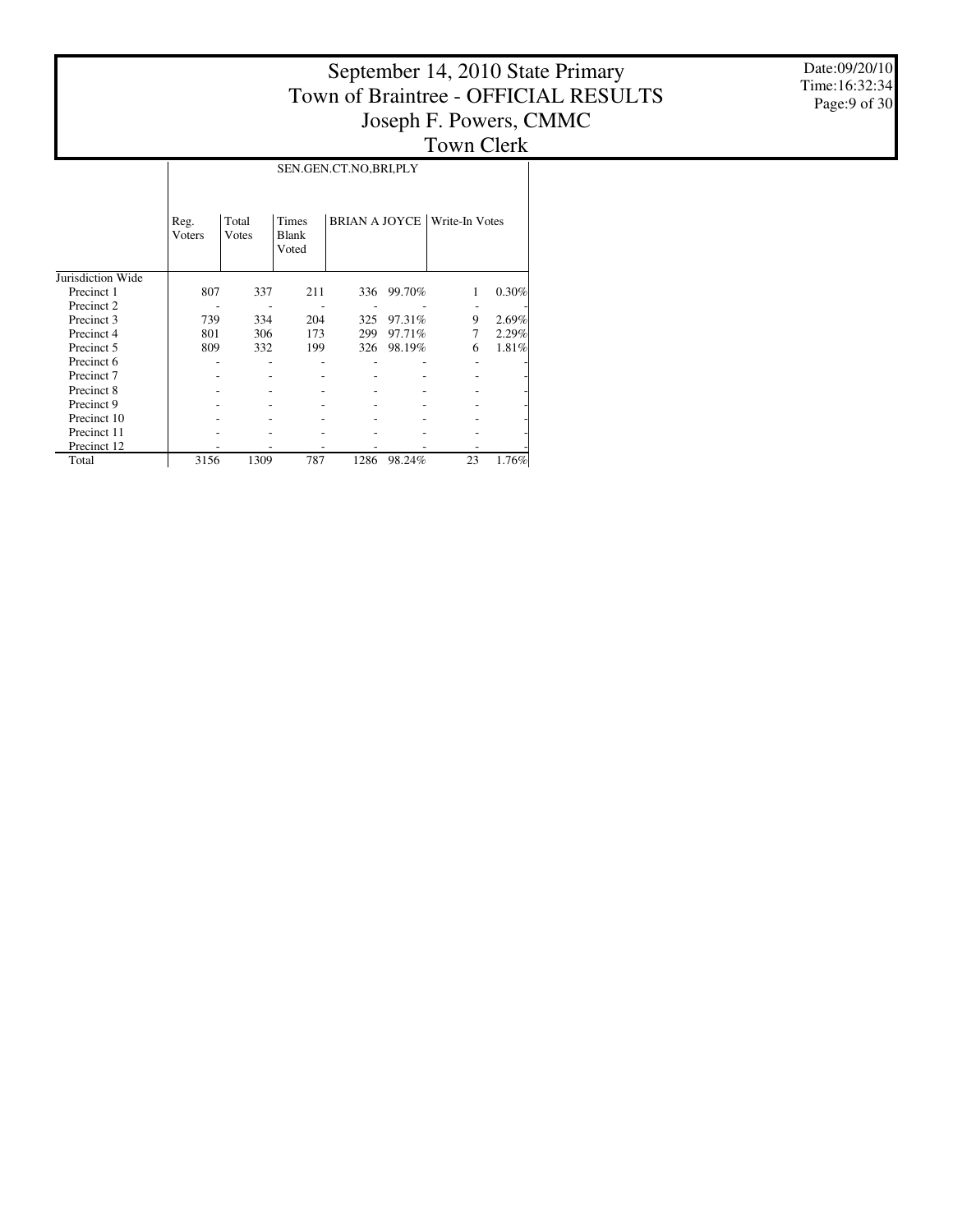# September 14, 2010 State Primary
# Town of Braintree - OFFICIAL RESULTS
# Joseph F. Powers, CMMC
# Town Clerk

Date:09/20/10
Time:16:32:34

| | SEN.GEN.CT.NO,BRI,PLY | | | | | | |
|---|---|---|---|---|---|---|---|
| | Reg. Voters | Total Votes | Times Blank Voted | BRIAN A JOYCE | | Write-In Votes | |
| Jurisdiction Wide | | | | | | | |
| Precinct 1 | 807 | 337 | 211 | 336 | 99.70% | 1 | 0.30% |
| Precinct 2 | - | - | - | - | - | - | - |
| Precinct 3 | 739 | 334 | 204 | 325 | 97.31% | 9 | 2.69% |
| Precinct 4 | 801 | 306 | 173 | 299 | 97.71% | 7 | 2.29% |
| Precinct 5 | 809 | 332 | 199 | 326 | 98.19% | 6 | 1.81% |
| Precinct 6 | - | - | - | - | - | - | - |
| Precinct 7 | - | - | - | - | - | - | - |
| Precinct 8 | - | - | - | - | - | - | - |
| Precinct 9 | - | - | - | - | - | - | - |
| Precinct 10 | - | - | - | - | - | - | - |
| Precinct 11 | - | - | - | - | - | - | - |
| Precinct 12 | - | - | - | - | - | - | - |
| Total | 3156 | 1309 | 787 | 1286 | 98.24% | 23 | 1.76% |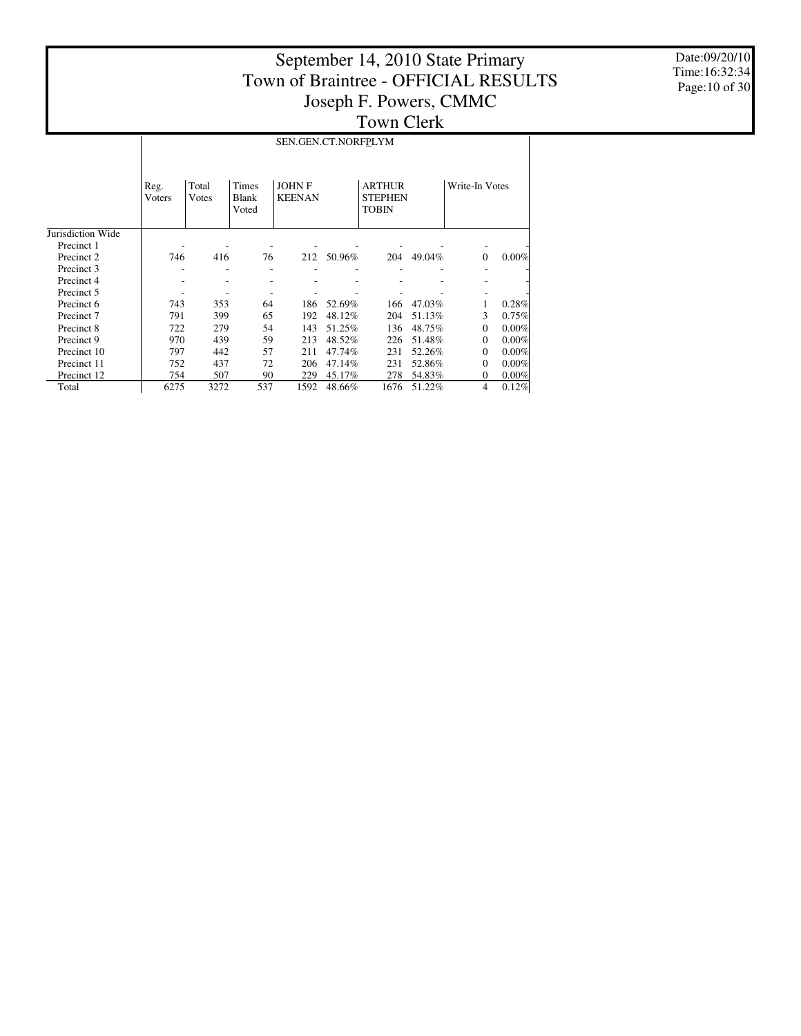# September 14, 2010 State Primary
# Town of Braintree - OFFICIAL RESULTS
# Joseph F. Powers, CMMC
# Town Clerk

Date:09/20/10
Time:16:32:34

| | SEN.GEN.CT.NORF PLYM | | | | | | | | |
|---|---|---|---|---|---|---|---|---|---|
| | Reg. Voters | Total Votes | Times Blank Voted | JOHN F KEENAN | | ARTHUR STEPHEN TOBIN | | Write-In Votes | |
| Jurisdiction Wide | | | | | | | | | |
| Precinct 1 | - | - | - | - | - | - | - | - | - |
| Precinct 2 | 746 | 416 | 76 | 212 | 50.96% | 204 | 49.04% | 0 | 0.00% |
| Precinct 3 | - | - | - | - | - | - | - | - | - |
| Precinct 4 | - | - | - | - | - | - | - | - | - |
| Precinct 5 | - | - | - | - | - | - | - | - | - |
| Precinct 6 | 743 | 353 | 64 | 186 | 52.69% | 166 | 47.03% | 1 | 0.28% |
| Precinct 7 | 791 | 399 | 65 | 192 | 48.12% | 204 | 51.13% | 3 | 0.75% |
| Precinct 8 | 722 | 279 | 54 | 143 | 51.25% | 136 | 48.75% | 0 | 0.00% |
| Precinct 9 | 970 | 439 | 59 | 213 | 48.52% | 226 | 51.48% | 0 | 0.00% |
| Precinct 10 | 797 | 442 | 57 | 211 | 47.74% | 231 | 52.26% | 0 | 0.00% |
| Precinct 11 | 752 | 437 | 72 | 206 | 47.14% | 231 | 52.86% | 0 | 0.00% |
| Precinct 12 | 754 | 507 | 90 | 229 | 45.17% | 278 | 54.83% | 0 | 0.00% |
| Total | 6275 | 3272 | 537 | 1592 | 48.66% | 1676 | 51.22% | 4 | 0.12% |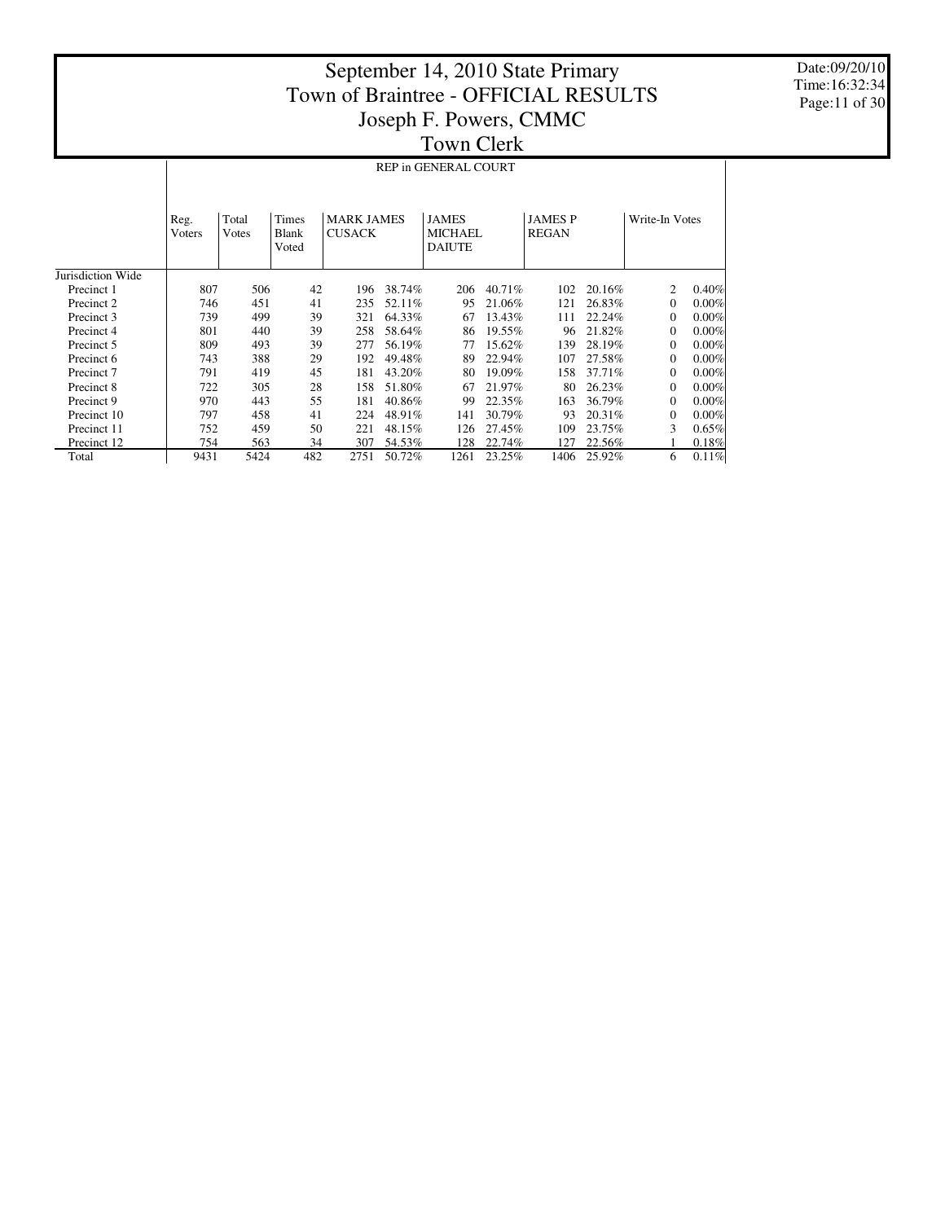# September 14, 2010 State Primary
# Town of Braintree - OFFICIAL RESULTS
# Joseph F. Powers, CMMC
# Town Clerk

Date:09/20/10
Time:16:32:34

## REP in GENERAL COURT

| | Reg. Voters | Total Votes | Times Blank Voted | MARK JAMES CUSACK | | JAMES MICHAEL DAIUTE | | JAMES P REGAN | | Write-In Votes | |
|---|---|---|---|---|---|---|---|---|---|---|---|
| Jurisdiction Wide | | | | | | | | | | | |
| Precinct 1 | 807 | 506 | 42 | 196 | 38.74% | 206 | 40.71% | 102 | 20.16% | 2 | 0.40% |
| Precinct 2 | 746 | 451 | 41 | 235 | 52.11% | 95 | 21.06% | 121 | 26.83% | 0 | 0.00% |
| Precinct 3 | 739 | 499 | 39 | 321 | 64.33% | 67 | 13.43% | 111 | 22.24% | 0 | 0.00% |
| Precinct 4 | 801 | 440 | 39 | 258 | 58.64% | 86 | 19.55% | 96 | 21.82% | 0 | 0.00% |
| Precinct 5 | 809 | 493 | 39 | 277 | 56.19% | 77 | 15.62% | 139 | 28.19% | 0 | 0.00% |
| Precinct 6 | 743 | 388 | 29 | 192 | 49.48% | 89 | 22.94% | 107 | 27.58% | 0 | 0.00% |
| Precinct 7 | 791 | 419 | 45 | 181 | 43.20% | 80 | 19.09% | 158 | 37.71% | 0 | 0.00% |
| Precinct 8 | 722 | 305 | 28 | 158 | 51.80% | 67 | 21.97% | 80 | 26.23% | 0 | 0.00% |
| Precinct 9 | 970 | 443 | 55 | 181 | 40.86% | 99 | 22.35% | 163 | 36.79% | 0 | 0.00% |
| Precinct 10 | 797 | 458 | 41 | 224 | 48.91% | 141 | 30.79% | 93 | 20.31% | 0 | 0.00% |
| Precinct 11 | 752 | 459 | 50 | 221 | 48.15% | 126 | 27.45% | 109 | 23.75% | 3 | 0.65% |
| Precinct 12 | 754 | 563 | 34 | 307 | 54.53% | 128 | 22.74% | 127 | 22.56% | 1 | 0.18% |
| Total | 9431 | 5424 | 482 | 2751 | 50.72% | 1261 | 23.25% | 1406 | 25.92% | 6 | 0.11% |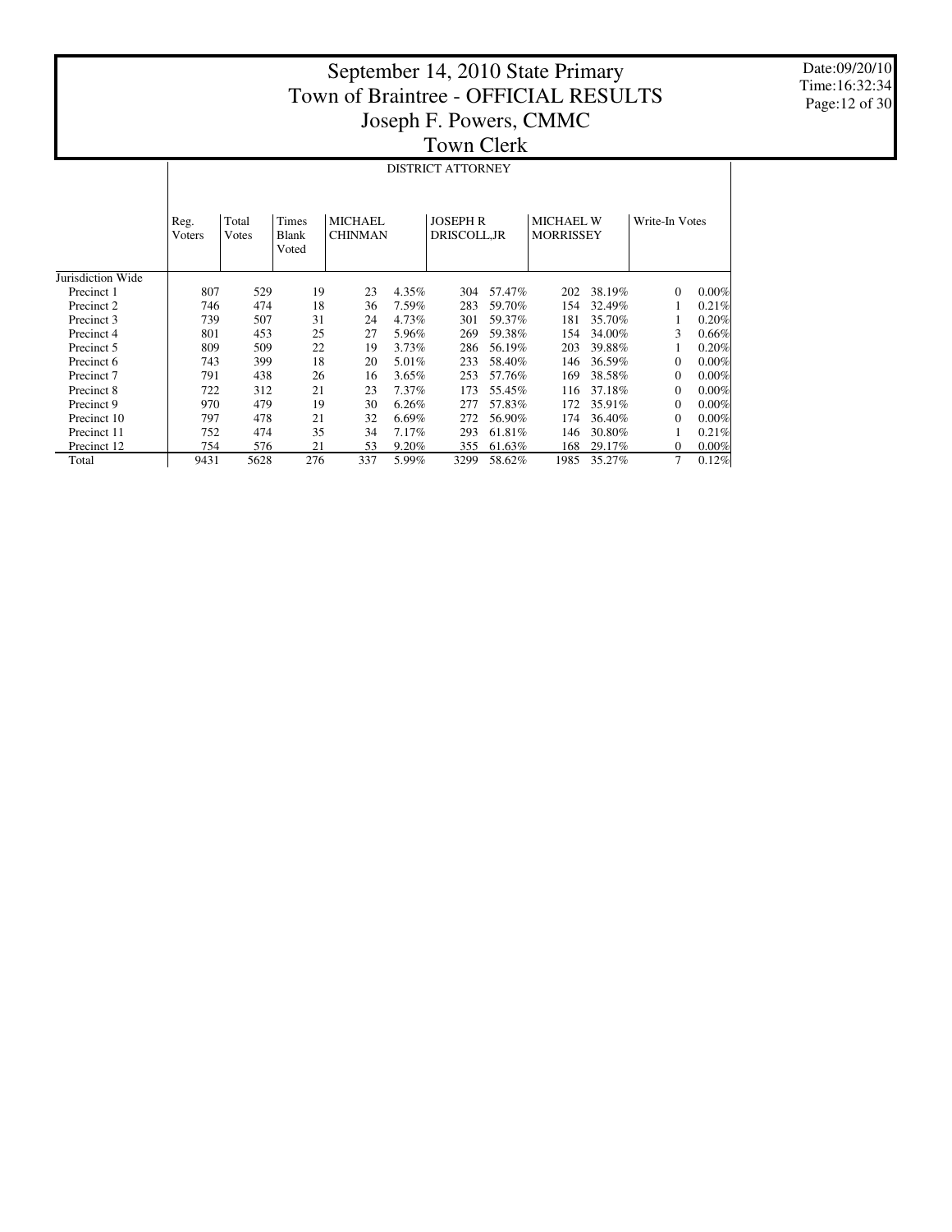# September 14, 2010 State Primary
# Town of Braintree - OFFICIAL RESULTS
## Joseph F. Powers, CMMC
## Town Clerk

Date:09/20/10
Time:16:32:34

DISTRICT ATTORNEY

| | Reg. Voters | Total Votes | Times Blank Voted | MICHAEL CHINMAN | | JOSEPH R DRISCOLL,JR | | MICHAEL W MORRISSEY | | Write-In Votes | |
|---|---|---|---|---|---|---|---|---|---|---|---|
| Jurisdiction Wide | | | | | | | | | | | |
| Precinct 1 | 807 | 529 | 19 | 23 | 4.35% | 304 | 57.47% | 202 | 38.19% | 0 | 0.00% |
| Precinct 2 | 746 | 474 | 18 | 36 | 7.59% | 283 | 59.70% | 154 | 32.49% | 1 | 0.21% |
| Precinct 3 | 739 | 507 | 31 | 24 | 4.73% | 301 | 59.37% | 181 | 35.70% | 1 | 0.20% |
| Precinct 4 | 801 | 453 | 25 | 27 | 5.96% | 269 | 59.38% | 154 | 34.00% | 3 | 0.66% |
| Precinct 5 | 809 | 509 | 22 | 19 | 3.73% | 286 | 56.19% | 203 | 39.88% | 1 | 0.20% |
| Precinct 6 | 743 | 399 | 18 | 20 | 5.01% | 233 | 58.40% | 146 | 36.59% | 0 | 0.00% |
| Precinct 7 | 791 | 438 | 26 | 16 | 3.65% | 253 | 57.76% | 169 | 38.58% | 0 | 0.00% |
| Precinct 8 | 722 | 312 | 21 | 23 | 7.37% | 173 | 55.45% | 116 | 37.18% | 0 | 0.00% |
| Precinct 9 | 970 | 479 | 19 | 30 | 6.26% | 277 | 57.83% | 172 | 35.91% | 0 | 0.00% |
| Precinct 10 | 797 | 478 | 21 | 32 | 6.69% | 272 | 56.90% | 174 | 36.40% | 0 | 0.00% |
| Precinct 11 | 752 | 474 | 35 | 34 | 7.17% | 293 | 61.81% | 146 | 30.80% | 1 | 0.21% |
| Precinct 12 | 754 | 576 | 21 | 53 | 9.20% | 355 | 61.63% | 168 | 29.17% | 0 | 0.00% |
| Total | 9431 | 5628 | 276 | 337 | 5.99% | 3299 | 58.62% | 1985 | 35.27% | 7 | 0.12% |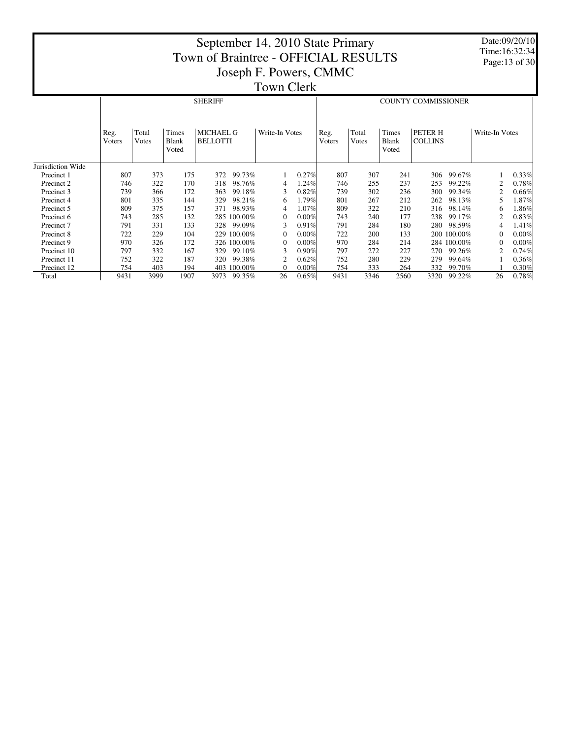# September 14, 2010 State Primary
# Town of Braintree - OFFICIAL RESULTS
## Joseph F. Powers, CMMC
## Town Clerk

Date:09/20/10
Time:16:32:34

| | SHERIFF | | | | | | | COUNTY COMMISSIONER | | | | | | |
|---|---|---|---|---|---|---|---|---|---|---|---|---|---|---|
| | Reg. Voters | Total Votes | Times Blank Voted | MICHAEL G BELLOTTI | | Write-In Votes | | Reg. Voters | Total Votes | Times Blank Voted | PETER H COLLINS | | Write-In Votes | |
| Jurisdiction Wide | | | | | | | | | | | | | | |
| Precinct 1 | 807 | 373 | 175 | 372 | 99.73% | 1 | 0.27% | 807 | 307 | 241 | 306 | 99.67% | 1 | 0.33% |
| Precinct 2 | 746 | 322 | 170 | 318 | 98.76% | 4 | 1.24% | 746 | 255 | 237 | 253 | 99.22% | 2 | 0.78% |
| Precinct 3 | 739 | 366 | 172 | 363 | 99.18% | 3 | 0.82% | 739 | 302 | 236 | 300 | 99.34% | 2 | 0.66% |
| Precinct 4 | 801 | 335 | 144 | 329 | 98.21% | 6 | 1.79% | 801 | 267 | 212 | 262 | 98.13% | 5 | 1.87% |
| Precinct 5 | 809 | 375 | 157 | 371 | 98.93% | 4 | 1.07% | 809 | 322 | 210 | 316 | 98.14% | 6 | 1.86% |
| Precinct 6 | 743 | 285 | 132 | 285 | 100.00% | 0 | 0.00% | 743 | 240 | 177 | 238 | 99.17% | 2 | 0.83% |
| Precinct 7 | 791 | 331 | 133 | 328 | 99.09% | 3 | 0.91% | 791 | 284 | 180 | 280 | 98.59% | 4 | 1.41% |
| Precinct 8 | 722 | 229 | 104 | 229 | 100.00% | 0 | 0.00% | 722 | 200 | 133 | 200 | 100.00% | 0 | 0.00% |
| Precinct 9 | 970 | 326 | 172 | 326 | 100.00% | 0 | 0.00% | 970 | 284 | 214 | 284 | 100.00% | 0 | 0.00% |
| Precinct 10 | 797 | 332 | 167 | 329 | 99.10% | 3 | 0.90% | 797 | 272 | 227 | 270 | 99.26% | 2 | 0.74% |
| Precinct 11 | 752 | 322 | 187 | 320 | 99.38% | 2 | 0.62% | 752 | 280 | 229 | 279 | 99.64% | 1 | 0.36% |
| Precinct 12 | 754 | 403 | 194 | 403 | 100.00% | 0 | 0.00% | 754 | 333 | 264 | 332 | 99.70% | 1 | 0.30% |
| Total | 9431 | 3999 | 1907 | 3973 | 99.35% | 26 | 0.65% | 9431 | 3346 | 2560 | 3320 | 99.22% | 26 | 0.78% |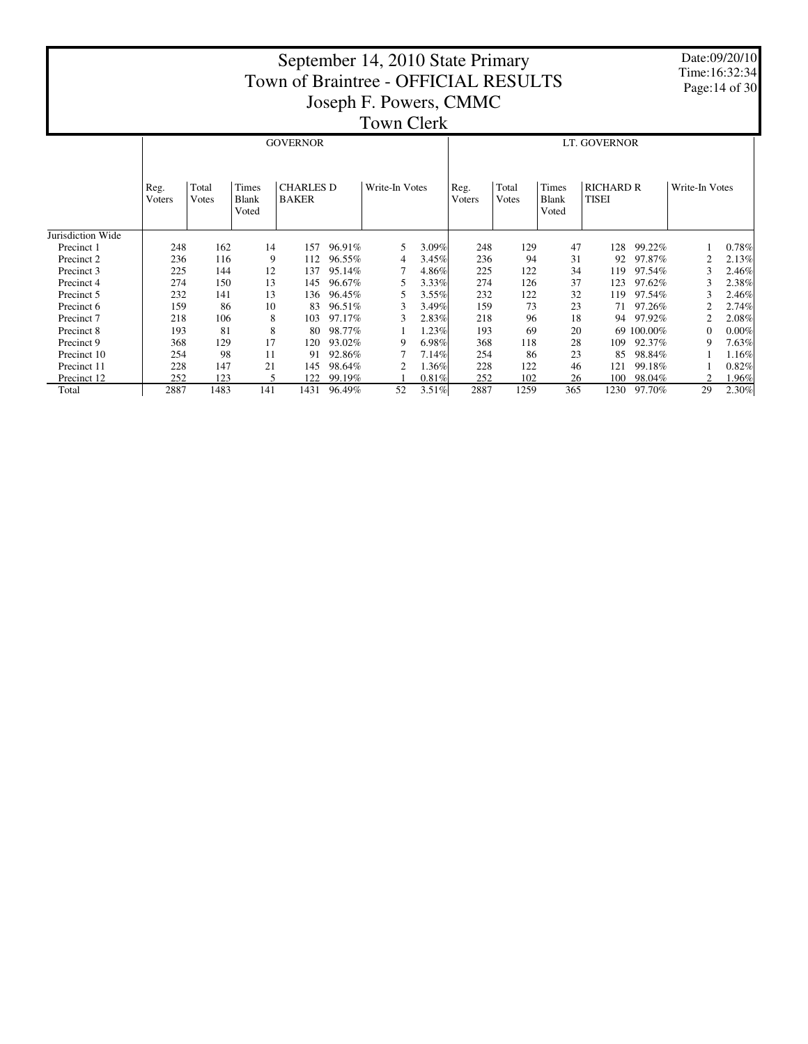# September 14, 2010 State Primary
# Town of Braintree - OFFICIAL RESULTS
## Joseph F. Powers, CMMC
## Town Clerk

Date:09/20/10
Time:16:32:34

| | GOVERNOR | | | | | | | LT. GOVERNOR | | | | | | |
|---|---|---|---|---|---|---|---|---|---|---|---|---|---|---|
| | Reg. Voters | Total Votes | Times Blank Voted | CHARLES D BAKER | | Write-In Votes | | Reg. Voters | Total Votes | Times Blank Voted | RICHARD R TISEI | | Write-In Votes | |
| Jurisdiction Wide | | | | | | | | | | | | | | |
| Precinct 1 | 248 | 162 | 14 | 157 | 96.91% | 5 | 3.09% | 248 | 129 | 47 | 128 | 99.22% | 1 | 0.78% |
| Precinct 2 | 236 | 116 | 9 | 112 | 96.55% | 4 | 3.45% | 236 | 94 | 31 | 92 | 97.87% | 2 | 2.13% |
| Precinct 3 | 225 | 144 | 12 | 137 | 95.14% | 7 | 4.86% | 225 | 122 | 34 | 119 | 97.54% | 3 | 2.46% |
| Precinct 4 | 274 | 150 | 13 | 145 | 96.67% | 5 | 3.33% | 274 | 126 | 37 | 123 | 97.62% | 3 | 2.38% |
| Precinct 5 | 232 | 141 | 13 | 136 | 96.45% | 5 | 3.55% | 232 | 122 | 32 | 119 | 97.54% | 3 | 2.46% |
| Precinct 6 | 159 | 86 | 10 | 83 | 96.51% | 3 | 3.49% | 159 | 73 | 23 | 71 | 97.26% | 2 | 2.74% |
| Precinct 7 | 218 | 106 | 8 | 103 | 97.17% | 3 | 2.83% | 218 | 96 | 18 | 94 | 97.92% | 2 | 2.08% |
| Precinct 8 | 193 | 81 | 8 | 80 | 98.77% | 1 | 1.23% | 193 | 69 | 20 | 69 | 100.00% | 0 | 0.00% |
| Precinct 9 | 368 | 129 | 17 | 120 | 93.02% | 9 | 6.98% | 368 | 118 | 28 | 109 | 92.37% | 9 | 7.63% |
| Precinct 10 | 254 | 98 | 11 | 91 | 92.86% | 7 | 7.14% | 254 | 86 | 23 | 85 | 98.84% | 1 | 1.16% |
| Precinct 11 | 228 | 147 | 21 | 145 | 98.64% | 2 | 1.36% | 228 | 122 | 46 | 121 | 99.18% | 1 | 0.82% |
| Precinct 12 | 252 | 123 | 5 | 122 | 99.19% | 1 | 0.81% | 252 | 102 | 26 | 100 | 98.04% | 2 | 1.96% |
| Total | 2887 | 1483 | 141 | 1431 | 96.49% | 52 | 3.51% | 2887 | 1259 | 365 | 1230 | 97.70% | 29 | 2.30% |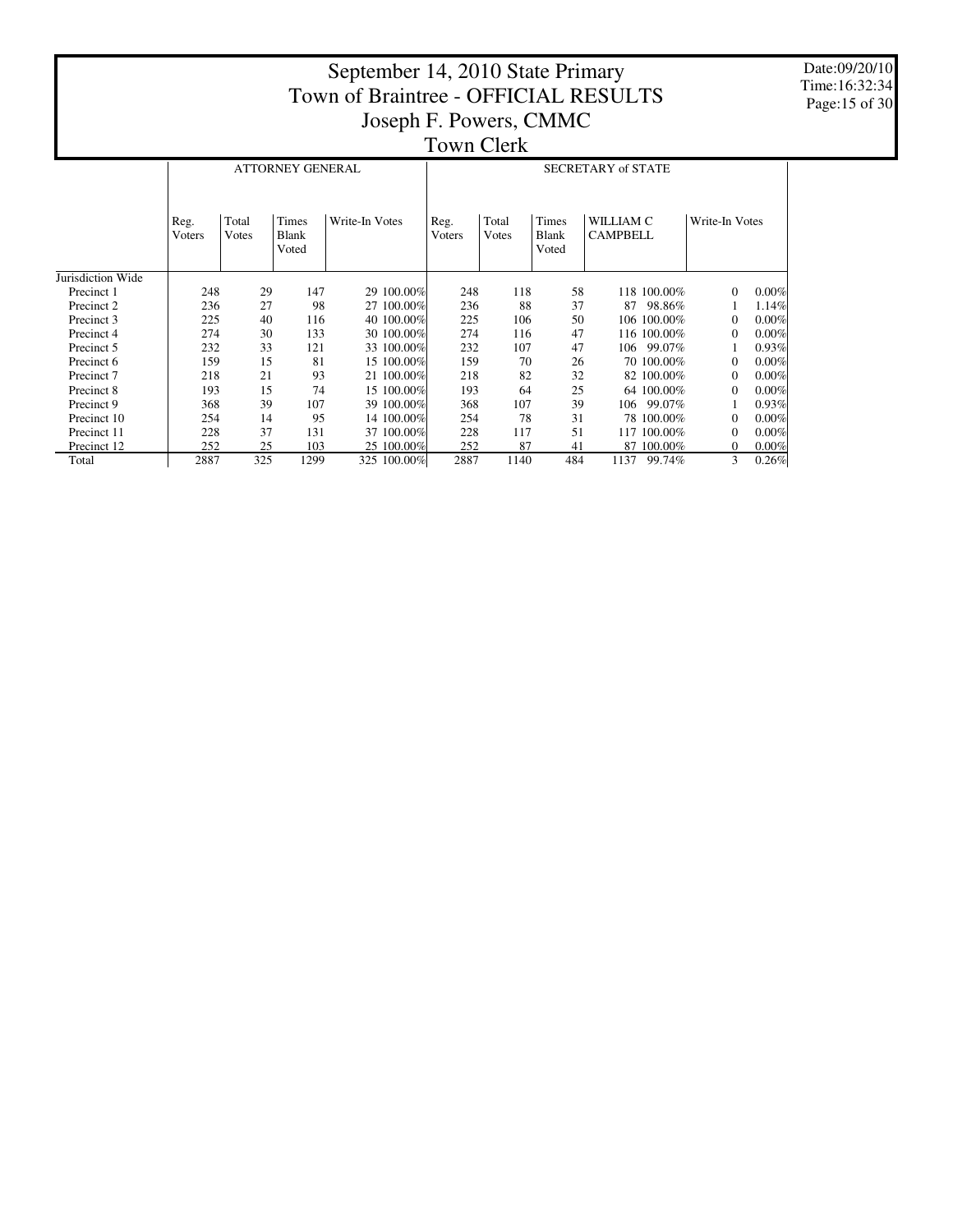# September 14, 2010 State Primary
# Town of Braintree - OFFICIAL RESULTS
## Joseph F. Powers, CMMC
## Town Clerk

Date:09/20/10
Time:16:32:34

| | ATTORNEY GENERAL | | | | | SECRETARY of STATE | | | | | | |
|---|---|---|---|---|---|---|---|---|---|---|---|---|
| | Reg. Voters | Total Votes | Times Blank Voted | Write-In Votes | | Reg. Voters | Total Votes | Times Blank Voted | WILLIAM C CAMPBELL | | Write-In Votes | |
| Jurisdiction Wide | | | | | | | | | | | | |
| Precinct 1 | 248 | 29 | 147 | 29 | 100.00% | 248 | 118 | 58 | 118 | 100.00% | 0 | 0.00% |
| Precinct 2 | 236 | 27 | 98 | 27 | 100.00% | 236 | 88 | 37 | 87 | 98.86% | 1 | 1.14% |
| Precinct 3 | 225 | 40 | 116 | 40 | 100.00% | 225 | 106 | 50 | 106 | 100.00% | 0 | 0.00% |
| Precinct 4 | 274 | 30 | 133 | 30 | 100.00% | 274 | 116 | 47 | 116 | 100.00% | 0 | 0.00% |
| Precinct 5 | 232 | 33 | 121 | 33 | 100.00% | 232 | 107 | 47 | 106 | 99.07% | 1 | 0.93% |
| Precinct 6 | 159 | 15 | 81 | 15 | 100.00% | 159 | 70 | 26 | 70 | 100.00% | 0 | 0.00% |
| Precinct 7 | 218 | 21 | 93 | 21 | 100.00% | 218 | 82 | 32 | 82 | 100.00% | 0 | 0.00% |
| Precinct 8 | 193 | 15 | 74 | 15 | 100.00% | 193 | 64 | 25 | 64 | 100.00% | 0 | 0.00% |
| Precinct 9 | 368 | 39 | 107 | 39 | 100.00% | 368 | 107 | 39 | 106 | 99.07% | 1 | 0.93% |
| Precinct 10 | 254 | 14 | 95 | 14 | 100.00% | 254 | 78 | 31 | 78 | 100.00% | 0 | 0.00% |
| Precinct 11 | 228 | 37 | 131 | 37 | 100.00% | 228 | 117 | 51 | 117 | 100.00% | 0 | 0.00% |
| Precinct 12 | 252 | 25 | 103 | 25 | 100.00% | 252 | 87 | 41 | 87 | 100.00% | 0 | 0.00% |
| Total | 2887 | 325 | 1299 | 325 | 100.00% | 2887 | 1140 | 484 | 1137 | 99.74% | 3 | 0.26% |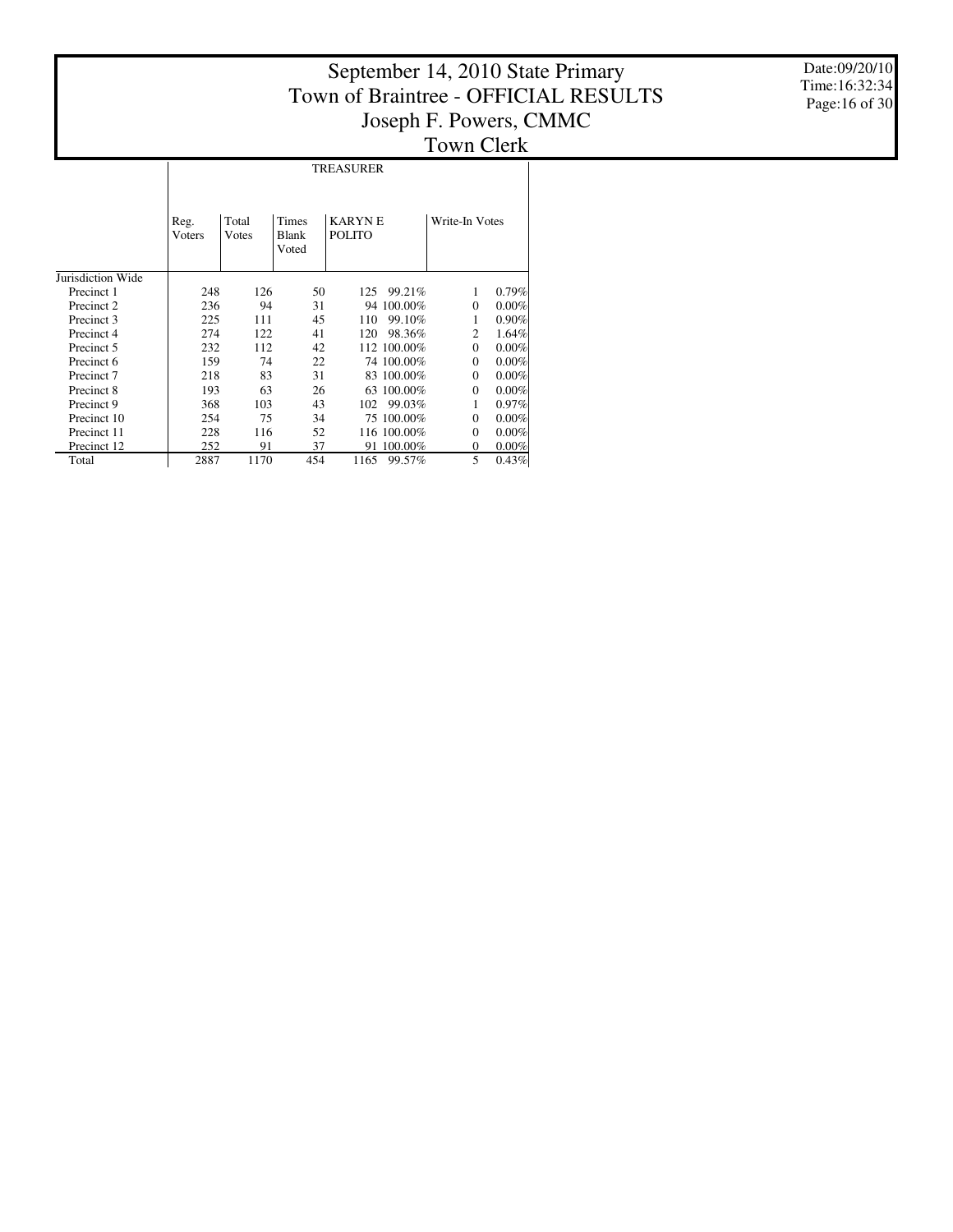# September 14, 2010 State Primary
# Town of Braintree - OFFICIAL RESULTS
# Joseph F. Powers, CMMC
# Town Clerk

Date:09/20/10
Time:16:32:34

| | TREASURER | | | | | | |
|---|---|---|---|---|---|---|---|
| | Reg. Voters | Total Votes | Times Blank Voted | KARYN E POLITO | | Write-In Votes | |
| Jurisdiction Wide | | | | | | | |
| Precinct 1 | 248 | 126 | 50 | 125 | 99.21% | 1 | 0.79% |
| Precinct 2 | 236 | 94 | 31 | 94 | 100.00% | 0 | 0.00% |
| Precinct 3 | 225 | 111 | 45 | 110 | 99.10% | 1 | 0.90% |
| Precinct 4 | 274 | 122 | 41 | 120 | 98.36% | 2 | 1.64% |
| Precinct 5 | 232 | 112 | 42 | 112 | 100.00% | 0 | 0.00% |
| Precinct 6 | 159 | 74 | 22 | 74 | 100.00% | 0 | 0.00% |
| Precinct 7 | 218 | 83 | 31 | 83 | 100.00% | 0 | 0.00% |
| Precinct 8 | 193 | 63 | 26 | 63 | 100.00% | 0 | 0.00% |
| Precinct 9 | 368 | 103 | 43 | 102 | 99.03% | 1 | 0.97% |
| Precinct 10 | 254 | 75 | 34 | 75 | 100.00% | 0 | 0.00% |
| Precinct 11 | 228 | 116 | 52 | 116 | 100.00% | 0 | 0.00% |
| Precinct 12 | 252 | 91 | 37 | 91 | 100.00% | 0 | 0.00% |
| Total | 2887 | 1170 | 454 | 1165 | 99.57% | 5 | 0.43% |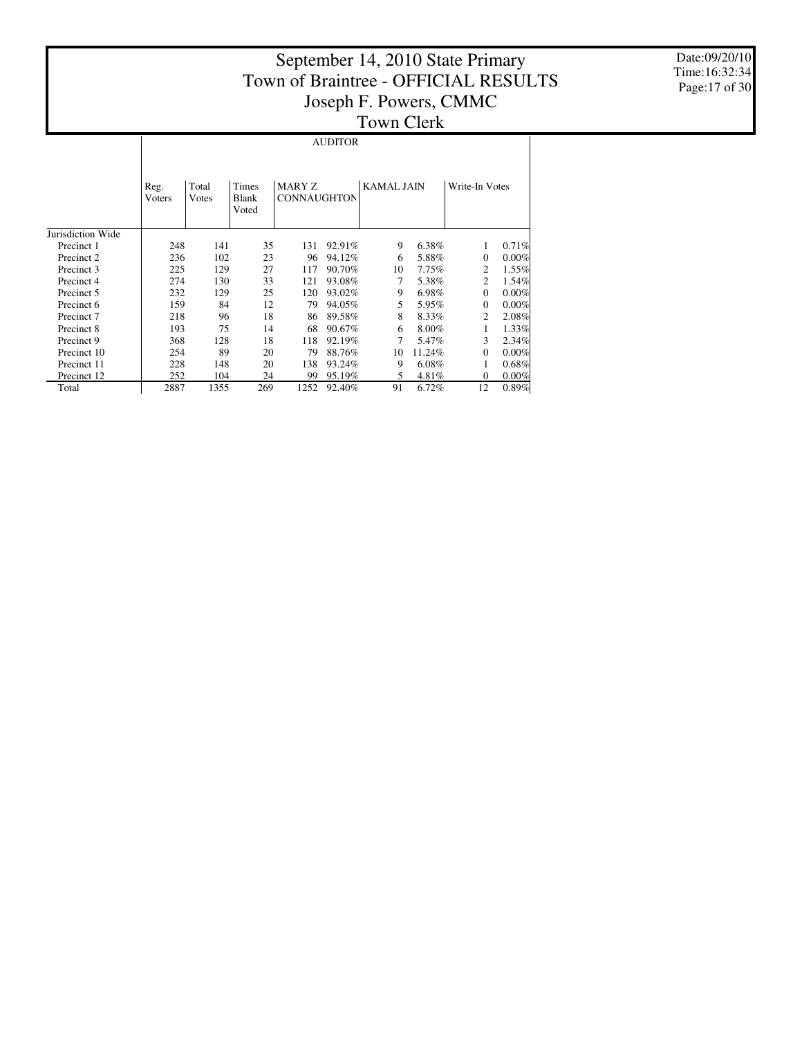# September 14, 2010 State Primary
# Town of Braintree - OFFICIAL RESULTS
## Joseph F. Powers, CMMC
## Town Clerk

Date:09/20/10
Time:16:32:34

**AUDITOR**

| | Reg. Voters | Total Votes | Times Blank Voted | MARY Z CONNAUGHTON | | KAMAL JAIN | | Write-In Votes | |
|---|---|---|---|---|---|---|---|---|---|
| Jurisdiction Wide | | | | | | | | | |
| Precinct 1 | 248 | 141 | 35 | 131 | 92.91% | 9 | 6.38% | 1 | 0.71% |
| Precinct 2 | 236 | 102 | 23 | 96 | 94.12% | 6 | 5.88% | 0 | 0.00% |
| Precinct 3 | 225 | 129 | 27 | 117 | 90.70% | 10 | 7.75% | 2 | 1.55% |
| Precinct 4 | 274 | 130 | 33 | 121 | 93.08% | 7 | 5.38% | 2 | 1.54% |
| Precinct 5 | 232 | 129 | 25 | 120 | 93.02% | 9 | 6.98% | 0 | 0.00% |
| Precinct 6 | 159 | 84 | 12 | 79 | 94.05% | 5 | 5.95% | 0 | 0.00% |
| Precinct 7 | 218 | 96 | 18 | 86 | 89.58% | 8 | 8.33% | 2 | 2.08% |
| Precinct 8 | 193 | 75 | 14 | 68 | 90.67% | 6 | 8.00% | 1 | 1.33% |
| Precinct 9 | 368 | 128 | 18 | 118 | 92.19% | 7 | 5.47% | 3 | 2.34% |
| Precinct 10 | 254 | 89 | 20 | 79 | 88.76% | 10 | 11.24% | 0 | 0.00% |
| Precinct 11 | 228 | 148 | 20 | 138 | 93.24% | 9 | 6.08% | 1 | 0.68% |
| Precinct 12 | 252 | 104 | 24 | 99 | 95.19% | 5 | 4.81% | 0 | 0.00% |
| Total | 2887 | 1355 | 269 | 1252 | 92.40% | 91 | 6.72% | 12 | 0.89% |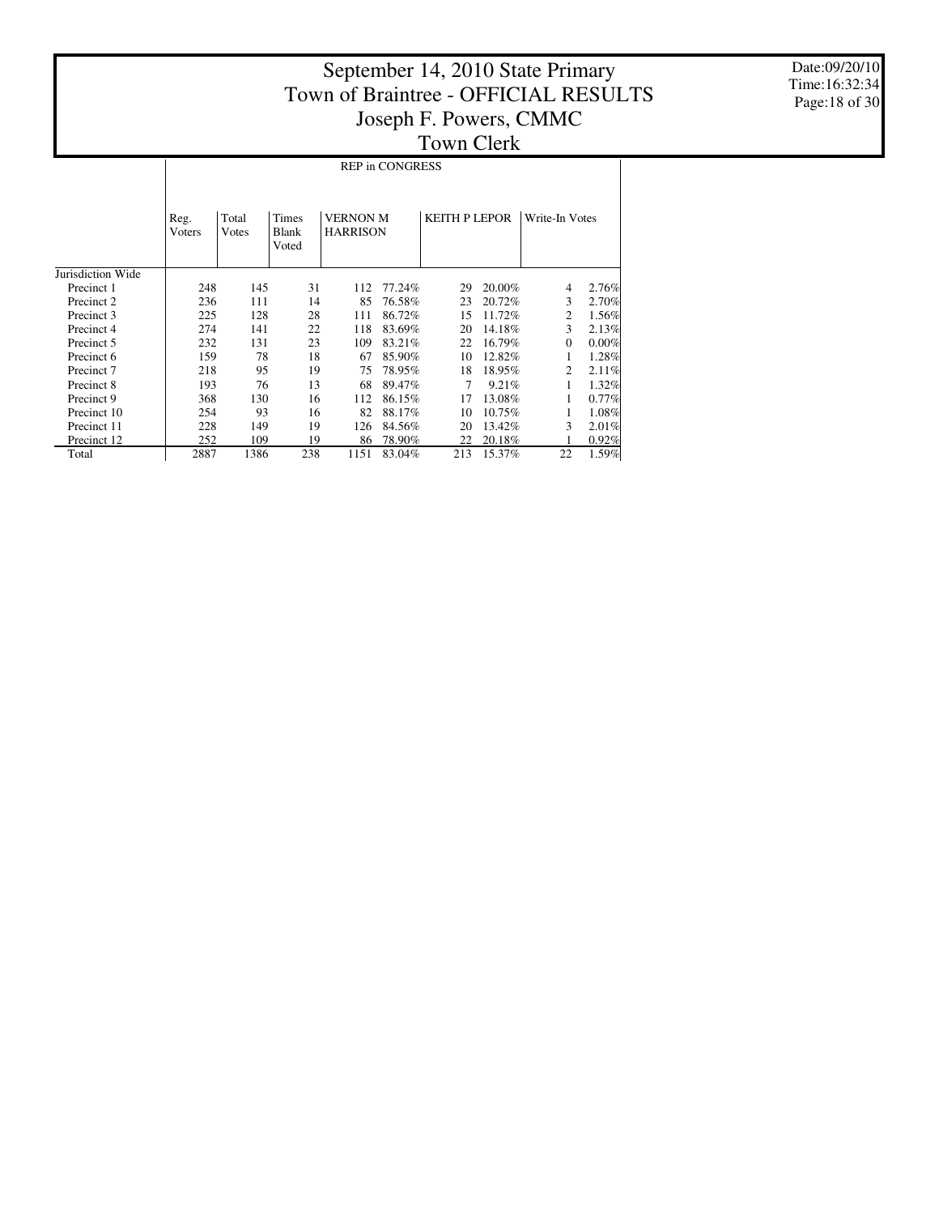# September 14, 2010 State Primary
# Town of Braintree - OFFICIAL RESULTS
## Joseph F. Powers, CMMC
## Town Clerk

Date:09/20/10
Time:16:32:34

| | REP in CONGRESS | | | | | | | | |
|---|---|---|---|---|---|---|---|---|---|
| | Reg. Voters | Total Votes | Times Blank Voted | VERNON M HARRISON | | KEITH P LEPOR | | Write-In Votes | |
| Jurisdiction Wide | | | | | | | | | |
| Precinct 1 | 248 | 145 | 31 | 112 | 77.24% | 29 | 20.00% | 4 | 2.76% |
| Precinct 2 | 236 | 111 | 14 | 85 | 76.58% | 23 | 20.72% | 3 | 2.70% |
| Precinct 3 | 225 | 128 | 28 | 111 | 86.72% | 15 | 11.72% | 2 | 1.56% |
| Precinct 4 | 274 | 141 | 22 | 118 | 83.69% | 20 | 14.18% | 3 | 2.13% |
| Precinct 5 | 232 | 131 | 23 | 109 | 83.21% | 22 | 16.79% | 0 | 0.00% |
| Precinct 6 | 159 | 78 | 18 | 67 | 85.90% | 10 | 12.82% | 1 | 1.28% |
| Precinct 7 | 218 | 95 | 19 | 75 | 78.95% | 18 | 18.95% | 2 | 2.11% |
| Precinct 8 | 193 | 76 | 13 | 68 | 89.47% | 7 | 9.21% | 1 | 1.32% |
| Precinct 9 | 368 | 130 | 16 | 112 | 86.15% | 17 | 13.08% | 1 | 0.77% |
| Precinct 10 | 254 | 93 | 16 | 82 | 88.17% | 10 | 10.75% | 1 | 1.08% |
| Precinct 11 | 228 | 149 | 19 | 126 | 84.56% | 20 | 13.42% | 3 | 2.01% |
| Precinct 12 | 252 | 109 | 19 | 86 | 78.90% | 22 | 20.18% | 1 | 0.92% |
| Total | 2887 | 1386 | 238 | 1151 | 83.04% | 213 | 15.37% | 22 | 1.59% |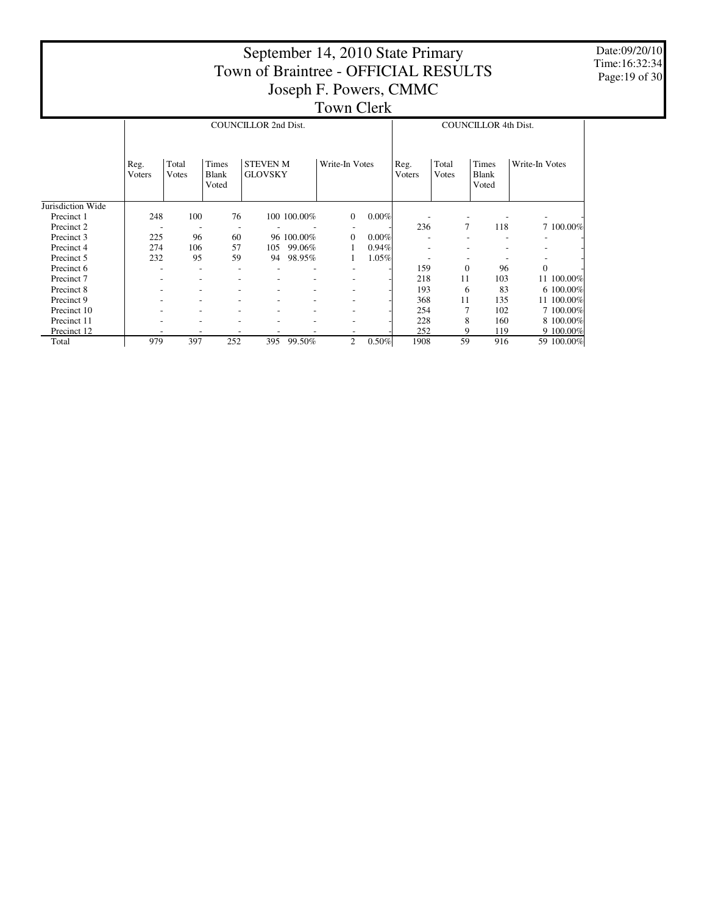# September 14, 2010 State Primary
# Town of Braintree - OFFICIAL RESULTS
## Joseph F. Powers, CMMC
## Town Clerk

Date:09/20/10
Time:16:32:34

| | COUNCILLOR 2nd Dist. | | | | | | | COUNCILLOR 4th Dist. | | | | |
|---|---|---|---|---|---|---|---|---|---|---|---|---|
| | Reg. Voters | Total Votes | Times Blank Voted | STEVEN M GLOVSKY | | Write-In Votes | | Reg. Voters | Total Votes | Times Blank Voted | Write-In Votes | |
| Jurisdiction Wide | | | | | | | | | | | | |
| Precinct 1 | 248 | 100 | 76 | 100 | 100.00% | 0 | 0.00% | - | - | - | - | - |
| Precinct 2 | - | - | - | - | - | - | - | 236 | 7 | 118 | 7 | 100.00% |
| Precinct 3 | 225 | 96 | 60 | 96 | 100.00% | 0 | 0.00% | - | - | - | - | - |
| Precinct 4 | 274 | 106 | 57 | 105 | 99.06% | 1 | 0.94% | - | - | - | - | - |
| Precinct 5 | 232 | 95 | 59 | 94 | 98.95% | 1 | 1.05% | - | - | - | - | - |
| Precinct 6 | - | - | - | - | - | - | - | 159 | 0 | 96 | 0 | - |
| Precinct 7 | - | - | - | - | - | - | - | 218 | 11 | 103 | 11 | 100.00% |
| Precinct 8 | - | - | - | - | - | - | - | 193 | 6 | 83 | 6 | 100.00% |
| Precinct 9 | - | - | - | - | - | - | - | 368 | 11 | 135 | 11 | 100.00% |
| Precinct 10 | - | - | - | - | - | - | - | 254 | 7 | 102 | 7 | 100.00% |
| Precinct 11 | - | - | - | - | - | - | - | 228 | 8 | 160 | 8 | 100.00% |
| Precinct 12 | - | - | - | - | - | - | - | 252 | 9 | 119 | 9 | 100.00% |
| Total | 979 | 397 | 252 | 395 | 99.50% | 2 | 0.50% | 1908 | 59 | 916 | 59 | 100.00% |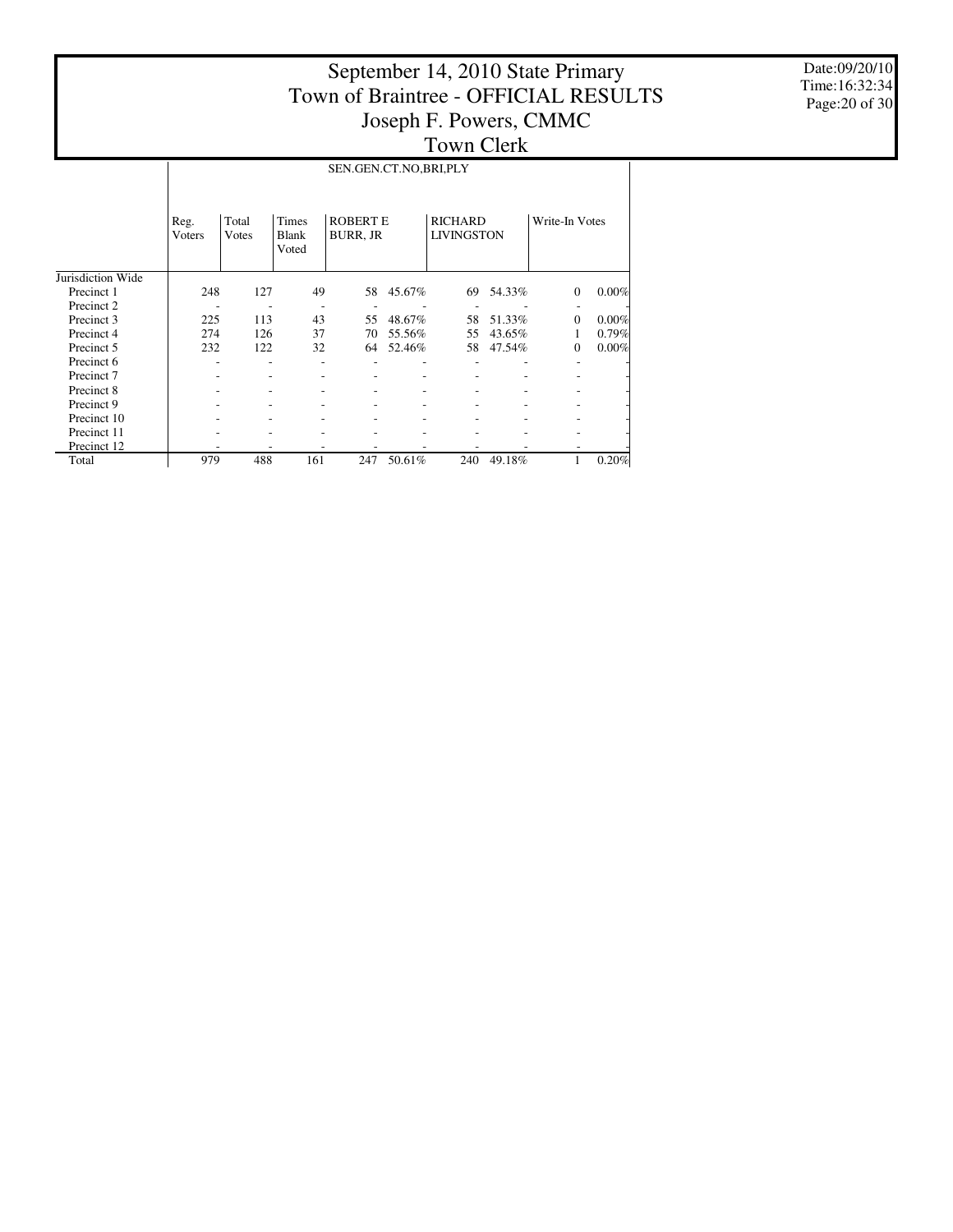# September 14, 2010 State Primary
# Town of Braintree - OFFICIAL RESULTS
## Joseph F. Powers, CMMC
## Town Clerk

Date:09/20/10
Time:16:32:34

SEN.GEN.CT.NO,BRI,PLY

| | Reg. Voters | Total Votes | Times Blank Voted | ROBERT E BURR, JR | | RICHARD LIVINGSTON | | Write-In Votes | |
|---|---|---|---|---|---|---|---|---|---|
| Jurisdiction Wide | | | | | | | | | |
| Precinct 1 | 248 | 127 | 49 | 58 | 45.67% | 69 | 54.33% | 0 | 0.00% |
| Precinct 2 | - | - | - | - | - | - | - | - | - |
| Precinct 3 | 225 | 113 | 43 | 55 | 48.67% | 58 | 51.33% | 0 | 0.00% |
| Precinct 4 | 274 | 126 | 37 | 70 | 55.56% | 55 | 43.65% | 1 | 0.79% |
| Precinct 5 | 232 | 122 | 32 | 64 | 52.46% | 58 | 47.54% | 0 | 0.00% |
| Precinct 6 | - | - | - | - | - | - | - | - | - |
| Precinct 7 | - | - | - | - | - | - | - | - | - |
| Precinct 8 | - | - | - | - | - | - | - | - | - |
| Precinct 9 | - | - | - | - | - | - | - | - | - |
| Precinct 10 | - | - | - | - | - | - | - | - | - |
| Precinct 11 | - | - | - | - | - | - | - | - | - |
| Precinct 12 | - | - | - | - | - | - | - | - | - |
| Total | 979 | 488 | 161 | 247 | 50.61% | 240 | 49.18% | 1 | 0.20% |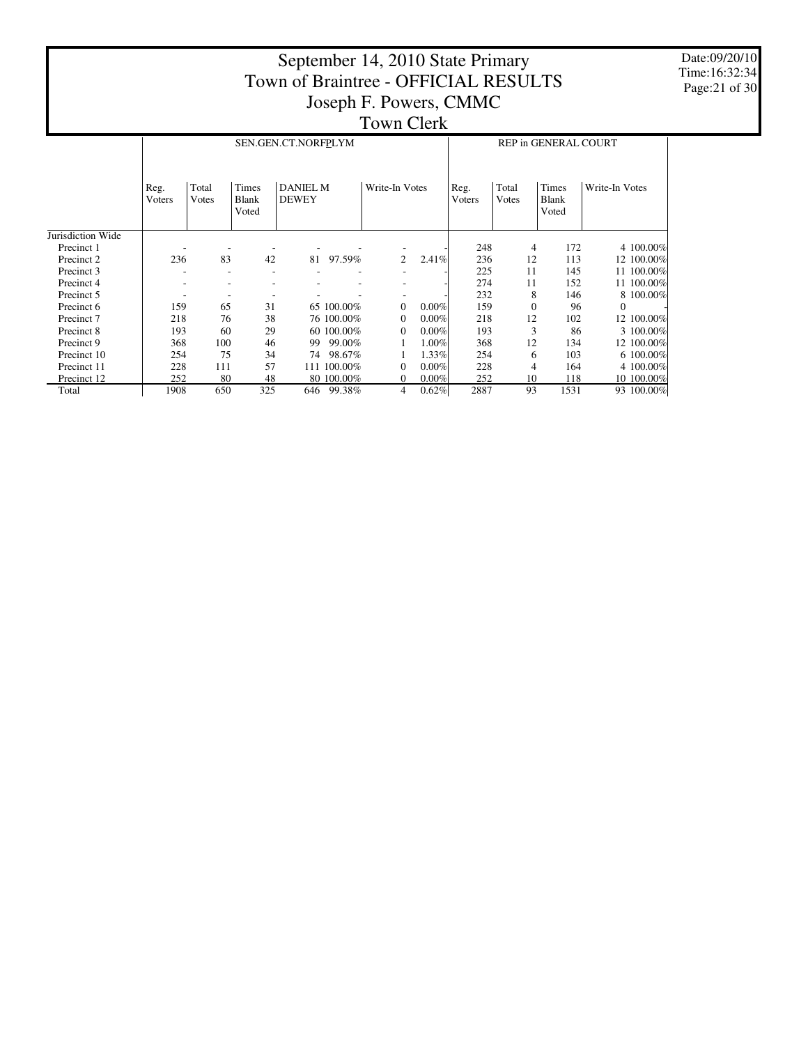# September 14, 2010 State Primary
# Town of Braintree - OFFICIAL RESULTS
## Joseph F. Powers, CMMC
## Town Clerk

Date:09/20/10
Time:16:32:34

| | SEN.GEN.CT.NORF&PLYM | | | | | | | REP in GENERAL COURT | | | | |
|---|---|---|---|---|---|---|---|---|---|---|---|---|
| | Reg. Voters | Total Votes | Times Blank Voted | DANIEL M DEWEY | | Write-In Votes | | Reg. Voters | Total Votes | Times Blank Voted | Write-In Votes | |
| Jurisdiction Wide | | | | | | | | | | | | |
| Precinct 1 | - | - | - | - | - | - | - | 248 | 4 | 172 | 4 | 100.00% |
| Precinct 2 | 236 | 83 | 42 | 81 | 97.59% | 2 | 2.41% | 236 | 12 | 113 | 12 | 100.00% |
| Precinct 3 | - | - | - | - | - | - | - | 225 | 11 | 145 | 11 | 100.00% |
| Precinct 4 | - | - | - | - | - | - | - | 274 | 11 | 152 | 11 | 100.00% |
| Precinct 5 | - | - | - | - | - | - | - | 232 | 8 | 146 | 8 | 100.00% |
| Precinct 6 | 159 | 65 | 31 | 65 | 100.00% | 0 | 0.00% | 159 | 0 | 96 | 0 | - |
| Precinct 7 | 218 | 76 | 38 | 76 | 100.00% | 0 | 0.00% | 218 | 12 | 102 | 12 | 100.00% |
| Precinct 8 | 193 | 60 | 29 | 60 | 100.00% | 0 | 0.00% | 193 | 3 | 86 | 3 | 100.00% |
| Precinct 9 | 368 | 100 | 46 | 99 | 99.00% | 1 | 1.00% | 368 | 12 | 134 | 12 | 100.00% |
| Precinct 10 | 254 | 75 | 34 | 74 | 98.67% | 1 | 1.33% | 254 | 6 | 103 | 6 | 100.00% |
| Precinct 11 | 228 | 111 | 57 | 111 | 100.00% | 0 | 0.00% | 228 | 4 | 164 | 4 | 100.00% |
| Precinct 12 | 252 | 80 | 48 | 80 | 100.00% | 0 | 0.00% | 252 | 10 | 118 | 10 | 100.00% |
| Total | 1908 | 650 | 325 | 646 | 99.38% | 4 | 0.62% | 2887 | 93 | 1531 | 93 | 100.00% |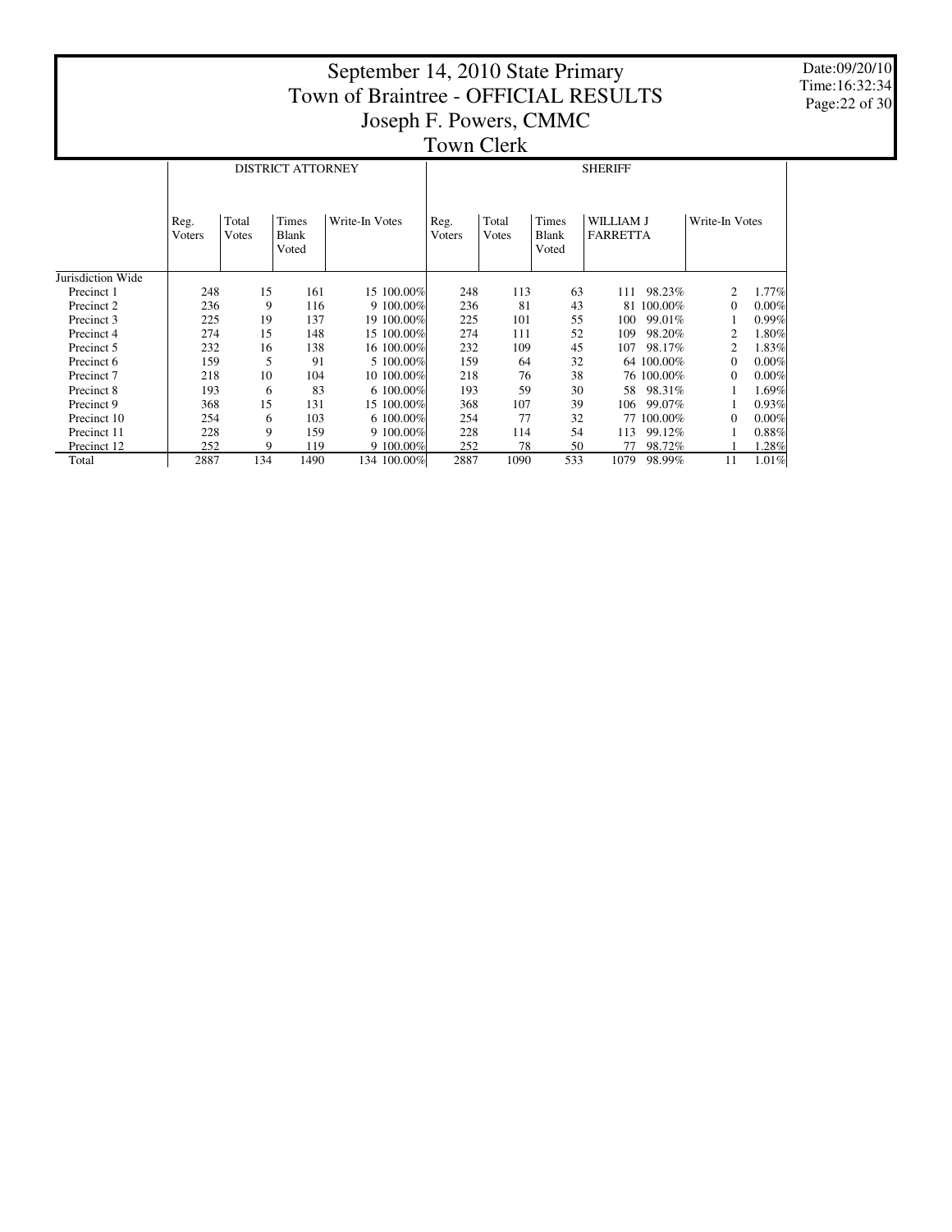# September 14, 2010 State Primary
# Town of Braintree - OFFICIAL RESULTS
## Joseph F. Powers, CMMC
## Town Clerk

Date:09/20/10
Time:16:32:34

| | DISTRICT ATTORNEY | | | | | SHERIFF | | | | | | |
|---|---|---|---|---|---|---|---|---|---|---|---|---|
| | Reg. Voters | Total Votes | Times Blank Voted | Write-In Votes | | Reg. Voters | Total Votes | Times Blank Voted | WILLIAM J FARRETTA | | Write-In Votes | |
| Jurisdiction Wide | | | | | | | | | | | | |
| Precinct 1 | 248 | 15 | 161 | 15 | 100.00% | 248 | 113 | 63 | 111 | 98.23% | 2 | 1.77% |
| Precinct 2 | 236 | 9 | 116 | 9 | 100.00% | 236 | 81 | 43 | 81 | 100.00% | 0 | 0.00% |
| Precinct 3 | 225 | 19 | 137 | 19 | 100.00% | 225 | 101 | 55 | 100 | 99.01% | 1 | 0.99% |
| Precinct 4 | 274 | 15 | 148 | 15 | 100.00% | 274 | 111 | 52 | 109 | 98.20% | 2 | 1.80% |
| Precinct 5 | 232 | 16 | 138 | 16 | 100.00% | 232 | 109 | 45 | 107 | 98.17% | 2 | 1.83% |
| Precinct 6 | 159 | 5 | 91 | 5 | 100.00% | 159 | 64 | 32 | 64 | 100.00% | 0 | 0.00% |
| Precinct 7 | 218 | 10 | 104 | 10 | 100.00% | 218 | 76 | 38 | 76 | 100.00% | 0 | 0.00% |
| Precinct 8 | 193 | 6 | 83 | 6 | 100.00% | 193 | 59 | 30 | 58 | 98.31% | 1 | 1.69% |
| Precinct 9 | 368 | 15 | 131 | 15 | 100.00% | 368 | 107 | 39 | 106 | 99.07% | 1 | 0.93% |
| Precinct 10 | 254 | 6 | 103 | 6 | 100.00% | 254 | 77 | 32 | 77 | 100.00% | 0 | 0.00% |
| Precinct 11 | 228 | 9 | 159 | 9 | 100.00% | 228 | 114 | 54 | 113 | 99.12% | 1 | 0.88% |
| Precinct 12 | 252 | 9 | 119 | 9 | 100.00% | 252 | 78 | 50 | 77 | 98.72% | 1 | 1.28% |
| Total | 2887 | 134 | 1490 | 134 | 100.00% | 2887 | 1090 | 533 | 1079 | 98.99% | 11 | 1.01% |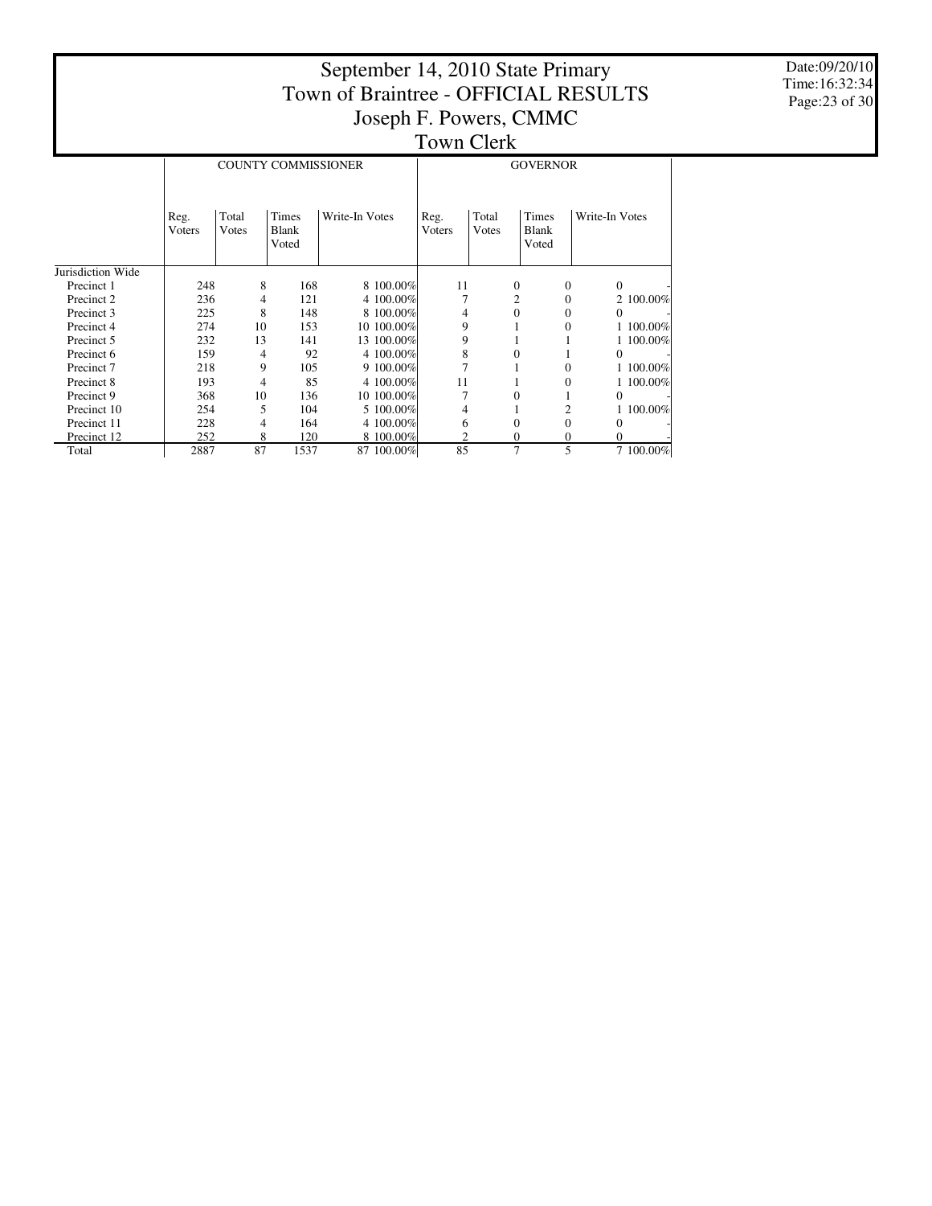# September 14, 2010 State Primary
# Town of Braintree - OFFICIAL RESULTS
## Joseph F. Powers, CMMC
## Town Clerk

Date:09/20/10
Time:16:32:34

| | COUNTY COMMISSIONER | | | | | GOVERNOR | | | | |
|---|---|---|---|---|---|---|---|---|---|---|
| | Reg. Voters | Total Votes | Times Blank Voted | Write-In Votes | | Reg. Voters | Total Votes | Times Blank Voted | Write-In Votes | |
| Jurisdiction Wide | | | | | | | | | | |
| Precinct 1 | 248 | 8 | 168 | 8 | 100.00% | 11 | 0 | 0 | 0 | - |
| Precinct 2 | 236 | 4 | 121 | 4 | 100.00% | 7 | 2 | 0 | 2 | 100.00% |
| Precinct 3 | 225 | 8 | 148 | 8 | 100.00% | 4 | 0 | 0 | 0 | - |
| Precinct 4 | 274 | 10 | 153 | 10 | 100.00% | 9 | 1 | 0 | 1 | 100.00% |
| Precinct 5 | 232 | 13 | 141 | 13 | 100.00% | 9 | 1 | 1 | 1 | 100.00% |
| Precinct 6 | 159 | 4 | 92 | 4 | 100.00% | 8 | 0 | 1 | 0 | - |
| Precinct 7 | 218 | 9 | 105 | 9 | 100.00% | 7 | 1 | 0 | 1 | 100.00% |
| Precinct 8 | 193 | 4 | 85 | 4 | 100.00% | 11 | 1 | 0 | 1 | 100.00% |
| Precinct 9 | 368 | 10 | 136 | 10 | 100.00% | 7 | 0 | 1 | 0 | - |
| Precinct 10 | 254 | 5 | 104 | 5 | 100.00% | 4 | 1 | 2 | 1 | 100.00% |
| Precinct 11 | 228 | 4 | 164 | 4 | 100.00% | 6 | 0 | 0 | 0 | - |
| Precinct 12 | 252 | 8 | 120 | 8 | 100.00% | 2 | 0 | 0 | 0 | - |
| Total | 2887 | 87 | 1537 | 87 | 100.00% | 85 | 7 | 5 | 7 | 100.00% |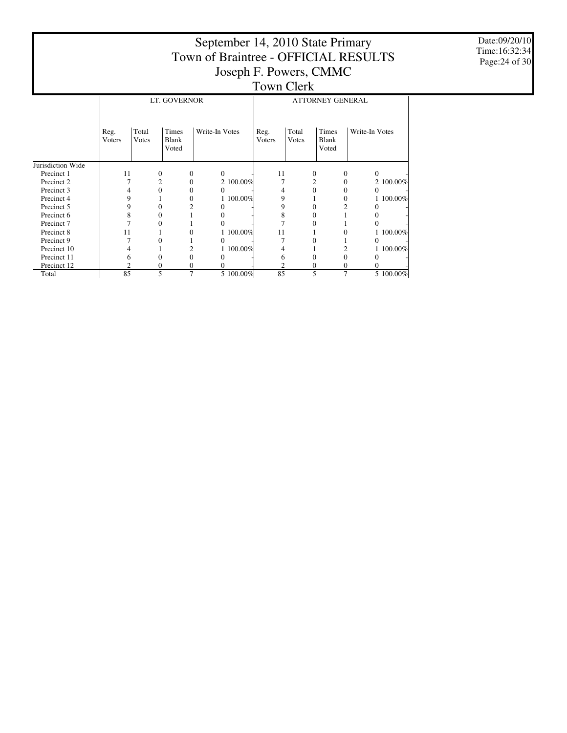# September 14, 2010 State Primary
# Town of Braintree - OFFICIAL RESULTS
## Joseph F. Powers, CMMC
## Town Clerk

Date:09/20/10
Time:16:32:34

| | LT. GOVERNOR | | | | | ATTORNEY GENERAL | | | | |
|---|---|---|---|---|---|---|---|---|---|---|
| | Reg. Voters | Total Votes | Times Blank Voted | Write-In Votes | | Reg. Voters | Total Votes | Times Blank Voted | Write-In Votes | |
| Jurisdiction Wide | | | | | | | | | | |
| Precinct 1 | 11 | 0 | 0 | 0 | - | 11 | 0 | 0 | 0 | - |
| Precinct 2 | 7 | 2 | 0 | 2 | 100.00% | 7 | 2 | 0 | 2 | 100.00% |
| Precinct 3 | 4 | 0 | 0 | 0 | - | 4 | 0 | 0 | 0 | - |
| Precinct 4 | 9 | 1 | 0 | 1 | 100.00% | 9 | 1 | 0 | 1 | 100.00% |
| Precinct 5 | 9 | 0 | 2 | 0 | - | 9 | 0 | 2 | 0 | - |
| Precinct 6 | 8 | 0 | 1 | 0 | - | 8 | 0 | 1 | 0 | - |
| Precinct 7 | 7 | 0 | 1 | 0 | - | 7 | 0 | 1 | 0 | - |
| Precinct 8 | 11 | 1 | 0 | 1 | 100.00% | 11 | 1 | 0 | 1 | 100.00% |
| Precinct 9 | 7 | 0 | 1 | 0 | - | 7 | 0 | 1 | 0 | - |
| Precinct 10 | 4 | 1 | 2 | 1 | 100.00% | 4 | 1 | 2 | 1 | 100.00% |
| Precinct 11 | 6 | 0 | 0 | 0 | - | 6 | 0 | 0 | 0 | - |
| Precinct 12 | 2 | 0 | 0 | 0 | - | 2 | 0 | 0 | 0 | - |
| Total | 85 | 5 | 7 | 5 | 100.00% | 85 | 5 | 7 | 5 | 100.00% |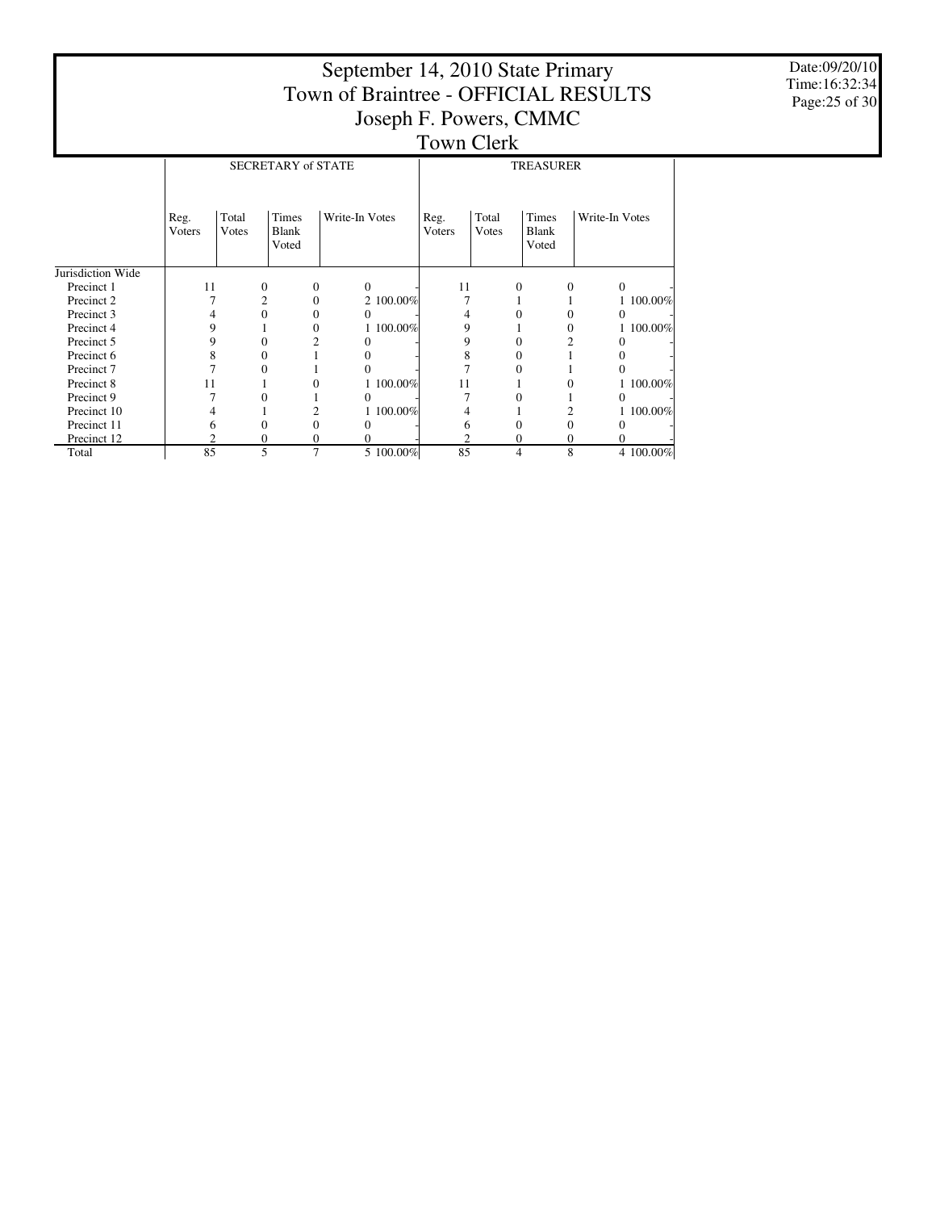# September 14, 2010 State Primary
# Town of Braintree - OFFICIAL RESULTS
# Joseph F. Powers, CMMC
# Town Clerk

Date:09/20/10
Time:16:32:34

| | SECRETARY of STATE | | | | | TREASURER | | | | |
|---|---|---|---|---|---|---|---|---|---|---|
| | Reg. Voters | Total Votes | Times Blank Voted | Write-In Votes | | Reg. Voters | Total Votes | Times Blank Voted | Write-In Votes | |
| Jurisdiction Wide | | | | | | | | | | |
| Precinct 1 | 11 | 0 | 0 | 0 | - | 11 | 0 | 0 | 0 | - |
| Precinct 2 | 7 | 2 | 0 | 2 | 100.00% | 7 | 1 | 1 | 1 | 100.00% |
| Precinct 3 | 4 | 0 | 0 | 0 | - | 4 | 0 | 0 | 0 | - |
| Precinct 4 | 9 | 1 | 0 | 1 | 100.00% | 9 | 1 | 0 | 1 | 100.00% |
| Precinct 5 | 9 | 0 | 2 | 0 | - | 9 | 0 | 2 | 0 | - |
| Precinct 6 | 8 | 0 | 1 | 0 | - | 8 | 0 | 1 | 0 | - |
| Precinct 7 | 7 | 0 | 1 | 0 | - | 7 | 0 | 1 | 0 | - |
| Precinct 8 | 11 | 1 | 0 | 1 | 100.00% | 11 | 1 | 0 | 1 | 100.00% |
| Precinct 9 | 7 | 0 | 1 | 0 | - | 7 | 0 | 1 | 0 | - |
| Precinct 10 | 4 | 1 | 2 | 1 | 100.00% | 4 | 1 | 2 | 1 | 100.00% |
| Precinct 11 | 6 | 0 | 0 | 0 | - | 6 | 0 | 0 | 0 | - |
| Precinct 12 | 2 | 0 | 0 | 0 | - | 2 | 0 | 0 | 0 | - |
| Total | 85 | 5 | 7 | 5 | 100.00% | 85 | 4 | 8 | 4 | 100.00% |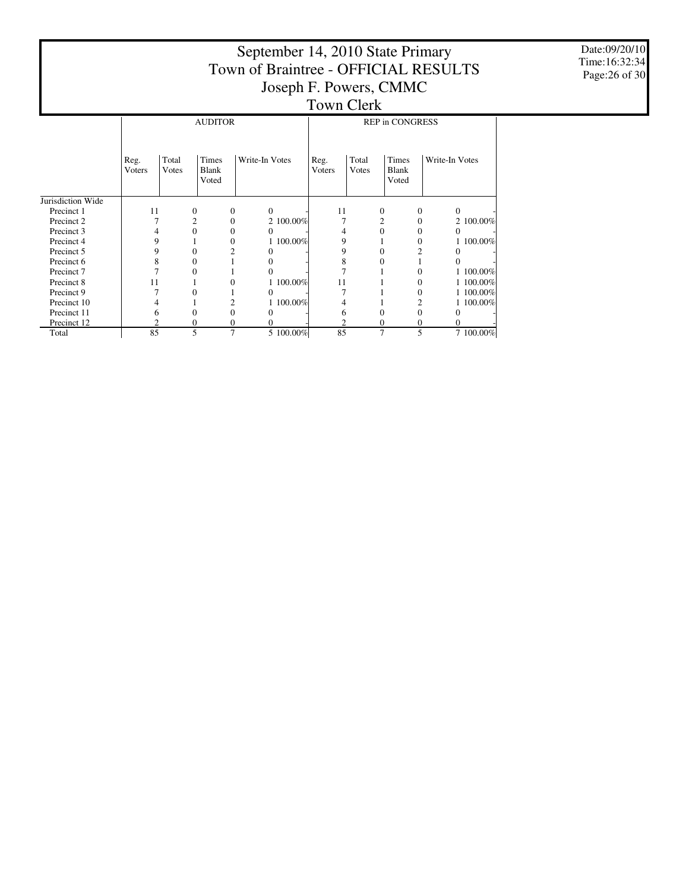# September 14, 2010 State Primary
# Town of Braintree - OFFICIAL RESULTS
# Joseph F. Powers, CMMC
# Town Clerk

Date:09/20/10
Time:16:32:34

| | AUDITOR | | | | | REP in CONGRESS | | | | |
|---|---|---|---|---|---|---|---|---|---|---|
| | Reg. Voters | Total Votes | Times Blank Voted | Write-In Votes | | Reg. Voters | Total Votes | Times Blank Voted | Write-In Votes | |
| Jurisdiction Wide | | | | | | | | | | |
| Precinct 1 | 11 | 0 | 0 | 0 | - | 11 | 0 | 0 | 0 | - |
| Precinct 2 | 7 | 2 | 0 | 2 | 100.00% | 7 | 2 | 0 | 2 | 100.00% |
| Precinct 3 | 4 | 0 | 0 | 0 | - | 4 | 0 | 0 | 0 | - |
| Precinct 4 | 9 | 1 | 0 | 1 | 100.00% | 9 | 1 | 0 | 1 | 100.00% |
| Precinct 5 | 9 | 0 | 2 | 0 | - | 9 | 0 | 2 | 0 | - |
| Precinct 6 | 8 | 0 | 1 | 0 | - | 8 | 0 | 1 | 0 | - |
| Precinct 7 | 7 | 0 | 1 | 0 | - | 7 | 1 | 0 | 1 | 100.00% |
| Precinct 8 | 11 | 1 | 0 | 1 | 100.00% | 11 | 1 | 0 | 1 | 100.00% |
| Precinct 9 | 7 | 0 | 1 | 0 | - | 7 | 1 | 0 | 1 | 100.00% |
| Precinct 10 | 4 | 1 | 2 | 1 | 100.00% | 4 | 1 | 2 | 1 | 100.00% |
| Precinct 11 | 6 | 0 | 0 | 0 | - | 6 | 0 | 0 | 0 | - |
| Precinct 12 | 2 | 0 | 0 | 0 | - | 2 | 0 | 0 | 0 | - |
| Total | 85 | 5 | 7 | 5 | 100.00% | 85 | 7 | 5 | 7 | 100.00% |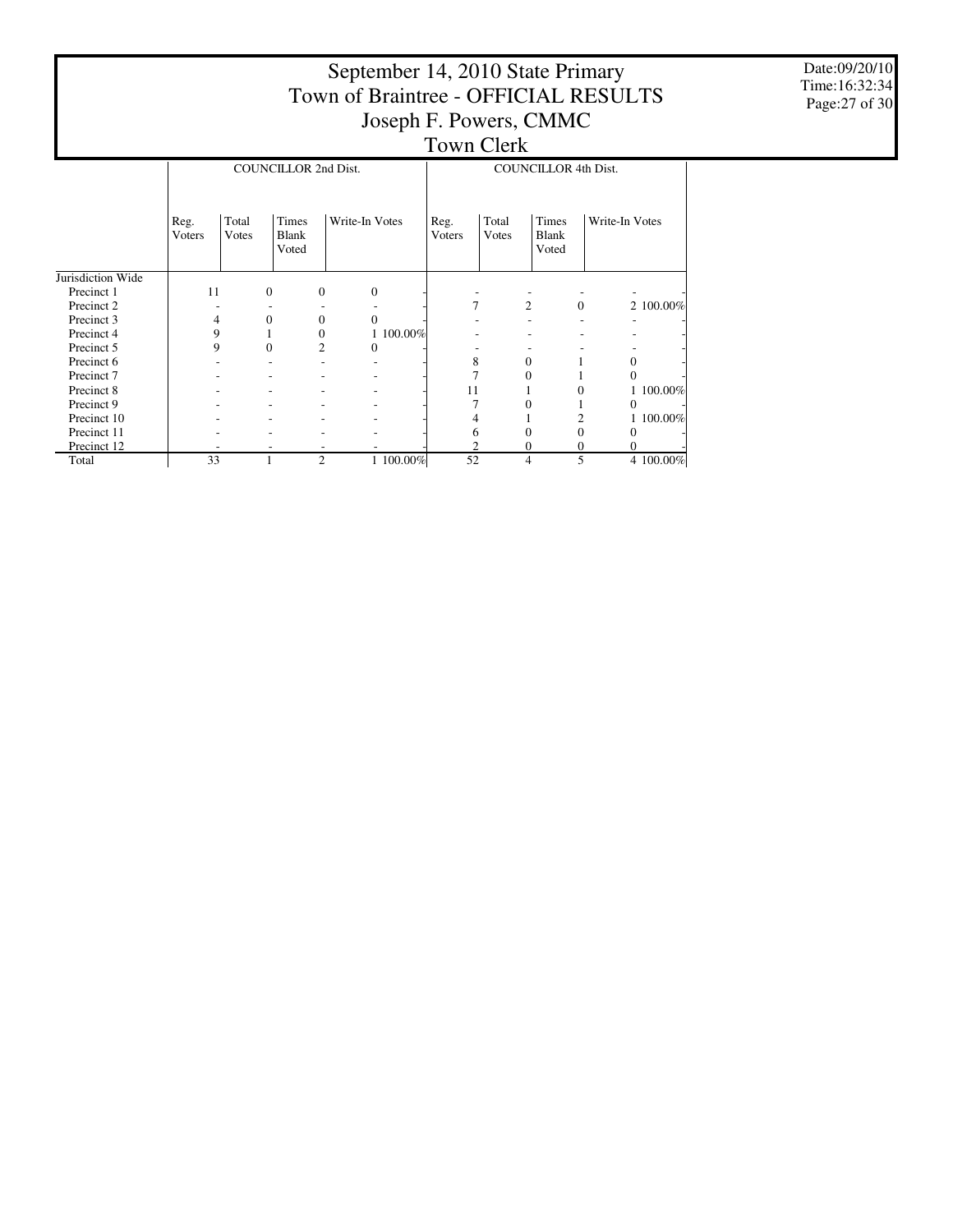# September 14, 2010 State Primary
# Town of Braintree - OFFICIAL RESULTS
## Joseph F. Powers, CMMC
## Town Clerk

Date:09/20/10
Time:16:32:34

| | COUNCILLOR 2nd Dist. | | | | | COUNCILLOR 4th Dist. | | | | |
|---|---|---|---|---|---|---|---|---|---|---|
| | Reg. Voters | Total Votes | Times Blank Voted | Write-In Votes | | Reg. Voters | Total Votes | Times Blank Voted | Write-In Votes | |
| Jurisdiction Wide | | | | | | | | | | |
| Precinct 1 | 11 | 0 | 0 | 0 | - | - | - | - | - | - |
| Precinct 2 | - | - | - | - | - | 7 | 2 | 0 | 2 | 100.00% |
| Precinct 3 | 4 | 0 | 0 | 0 | - | - | - | - | - | - |
| Precinct 4 | 9 | 1 | 0 | 1 | 100.00% | - | - | - | - | - |
| Precinct 5 | 9 | 0 | 2 | 0 | - | - | - | - | - | - |
| Precinct 6 | - | - | - | - | - | 8 | 0 | 1 | 0 | - |
| Precinct 7 | - | - | - | - | - | 7 | 0 | 1 | 0 | - |
| Precinct 8 | - | - | - | - | - | 11 | 1 | 0 | 1 | 100.00% |
| Precinct 9 | - | - | - | - | - | 7 | 0 | 1 | 0 | - |
| Precinct 10 | - | - | - | - | - | 4 | 1 | 2 | 1 | 100.00% |
| Precinct 11 | - | - | - | - | - | 6 | 0 | 0 | 0 | - |
| Precinct 12 | - | - | - | - | - | 2 | 0 | 0 | 0 | - |
| Total | 33 | 1 | 2 | 1 | 100.00% | 52 | 4 | 5 | 4 | 100.00% |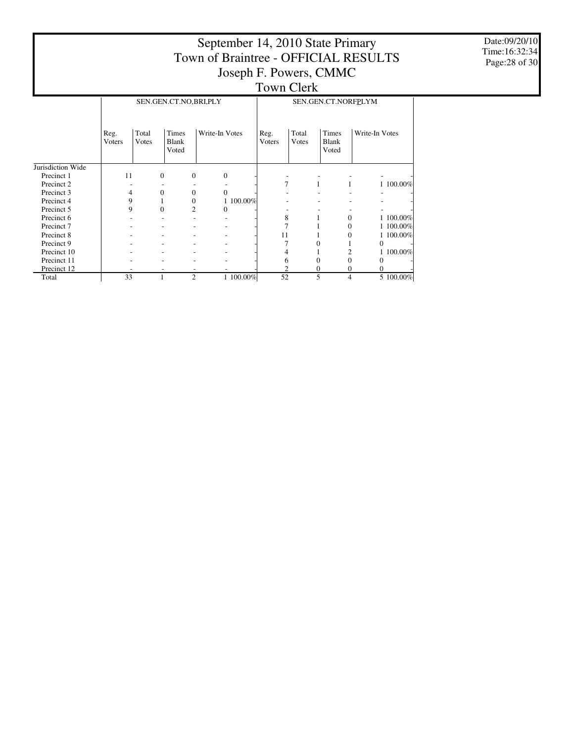# September 14, 2010 State Primary
# Town of Braintree - OFFICIAL RESULTS
## Joseph F. Powers, CMMC
## Town Clerk

Date:09/20/10
Time:16:32:34

| | SEN.GEN.CT.NO,BRI,PLY | | | | | SEN.GEN.CT.NORF*P*LYM | | | | |
|---|---|---|---|---|---|---|---|---|---|---|
| | Reg. Voters | Total Votes | Times Blank Voted | Write-In Votes | | Reg. Voters | Total Votes | Times Blank Voted | Write-In Votes | |
| Jurisdiction Wide | | | | | | | | | | |
| Precinct 1 | 11 | 0 | 0 | 0 | - | - | - | - | - | - |
| Precinct 2 | - | - | - | - | - | 7 | 1 | 1 | 1 | 100.00% |
| Precinct 3 | 4 | 0 | 0 | 0 | - | - | - | - | - | - |
| Precinct 4 | 9 | 1 | 0 | 1 | 100.00% | - | - | - | - | - |
| Precinct 5 | 9 | 0 | 2 | 0 | - | - | - | - | - | - |
| Precinct 6 | - | - | - | - | - | 8 | 1 | 0 | 1 | 100.00% |
| Precinct 7 | - | - | - | - | - | 7 | 1 | 0 | 1 | 100.00% |
| Precinct 8 | - | - | - | - | - | 11 | 1 | 0 | 1 | 100.00% |
| Precinct 9 | - | - | - | - | - | 7 | 0 | 1 | 0 | - |
| Precinct 10 | - | - | - | - | - | 4 | 1 | 2 | 1 | 100.00% |
| Precinct 11 | - | - | - | - | - | 6 | 0 | 0 | 0 | - |
| Precinct 12 | - | - | - | - | - | 2 | 0 | 0 | 0 | - |
| Total | 33 | 1 | 2 | 1 | 100.00% | 52 | 5 | 4 | 5 | 100.00% |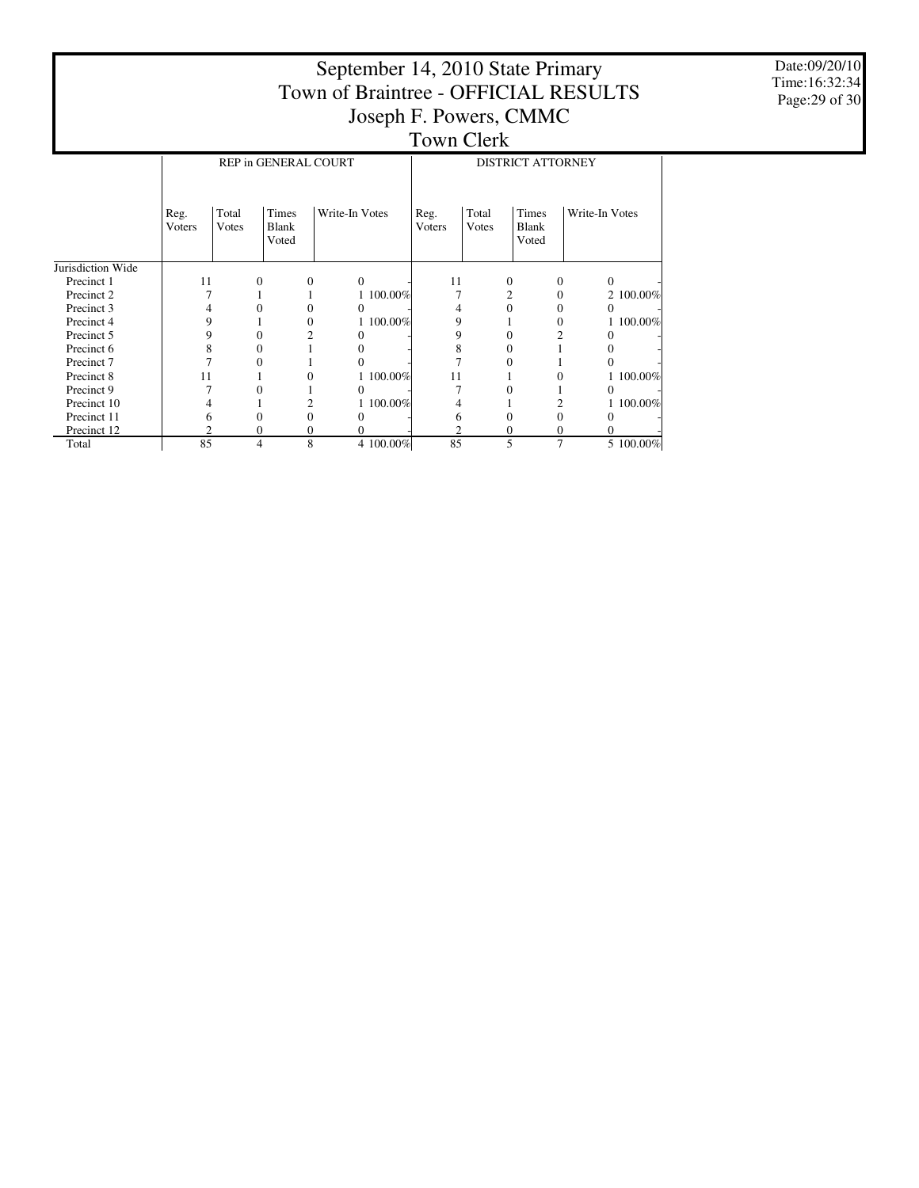# September 14, 2010 State Primary
# Town of Braintree - OFFICIAL RESULTS
## Joseph F. Powers, CMMC
## Town Clerk

Date:09/20/10
Time:16:32:34

| | REP in GENERAL COURT | | | | | DISTRICT ATTORNEY | | | | |
|---|---|---|---|---|---|---|---|---|---|---|
| | Reg. Voters | Total Votes | Times Blank Voted | Write-In Votes | | Reg. Voters | Total Votes | Times Blank Voted | Write-In Votes | |
| Jurisdiction Wide | | | | | | | | | | |
| Precinct 1 | 11 | 0 | 0 | 0 | - | 11 | 0 | 0 | 0 | - |
| Precinct 2 | 7 | 1 | 1 | 1 | 100.00% | 7 | 2 | 0 | 2 | 100.00% |
| Precinct 3 | 4 | 0 | 0 | 0 | - | 4 | 0 | 0 | 0 | - |
| Precinct 4 | 9 | 1 | 0 | 1 | 100.00% | 9 | 1 | 0 | 1 | 100.00% |
| Precinct 5 | 9 | 0 | 2 | 0 | - | 9 | 0 | 2 | 0 | - |
| Precinct 6 | 8 | 0 | 1 | 0 | - | 8 | 0 | 1 | 0 | - |
| Precinct 7 | 7 | 0 | 1 | 0 | - | 7 | 0 | 1 | 0 | - |
| Precinct 8 | 11 | 1 | 0 | 1 | 100.00% | 11 | 1 | 0 | 1 | 100.00% |
| Precinct 9 | 7 | 0 | 1 | 0 | - | 7 | 0 | 1 | 0 | - |
| Precinct 10 | 4 | 1 | 2 | 1 | 100.00% | 4 | 1 | 2 | 1 | 100.00% |
| Precinct 11 | 6 | 0 | 0 | 0 | - | 6 | 0 | 0 | 0 | - |
| Precinct 12 | 2 | 0 | 0 | 0 | - | 2 | 0 | 0 | 0 | - |
| Total | 85 | 4 | 8 | 4 | 100.00% | 85 | 5 | 7 | 5 | 100.00% |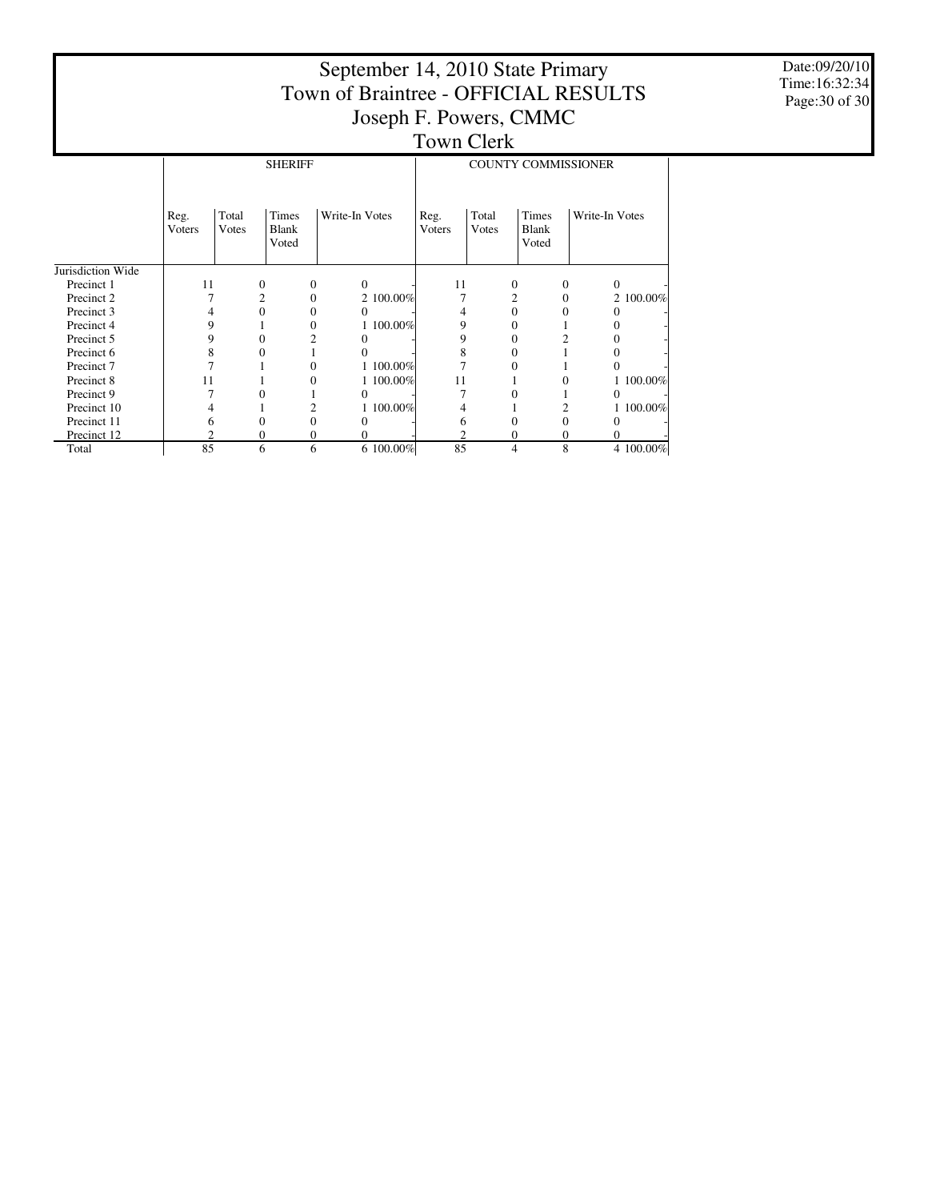# September 14, 2010 State Primary
# Town of Braintree - OFFICIAL RESULTS
## Joseph F. Powers, CMMC
## Town Clerk

Date:09/20/10
Time:16:32:34

| | SHERIFF | | | | | COUNTY COMMISSIONER | | | | |
|---|---|---|---|---|---|---|---|---|---|---|
| | Reg. Voters | Total Votes | Times Blank Voted | Write-In Votes | | Reg. Voters | Total Votes | Times Blank Voted | Write-In Votes | |
| Jurisdiction Wide | | | | | | | | | | |
| Precinct 1 | 11 | 0 | 0 | 0 | - | 11 | 0 | 0 | 0 | - |
| Precinct 2 | 7 | 2 | 0 | 2 | 100.00% | 7 | 2 | 0 | 2 | 100.00% |
| Precinct 3 | 4 | 0 | 0 | 0 | - | 4 | 0 | 0 | 0 | - |
| Precinct 4 | 9 | 1 | 0 | 1 | 100.00% | 9 | 0 | 1 | 0 | - |
| Precinct 5 | 9 | 0 | 2 | 0 | - | 9 | 0 | 2 | 0 | - |
| Precinct 6 | 8 | 0 | 1 | 0 | - | 8 | 0 | 1 | 0 | - |
| Precinct 7 | 7 | 1 | 0 | 1 | 100.00% | 7 | 0 | 1 | 0 | - |
| Precinct 8 | 11 | 1 | 0 | 1 | 100.00% | 11 | 1 | 0 | 1 | 100.00% |
| Precinct 9 | 7 | 0 | 1 | 0 | - | 7 | 0 | 1 | 0 | - |
| Precinct 10 | 4 | 1 | 2 | 1 | 100.00% | 4 | 1 | 2 | 1 | 100.00% |
| Precinct 11 | 6 | 0 | 0 | 0 | - | 6 | 0 | 0 | 0 | - |
| Precinct 12 | 2 | 0 | 0 | 0 | - | 2 | 0 | 0 | 0 | - |
| Total | 85 | 6 | 6 | 6 | 100.00% | 85 | 4 | 8 | 4 | 100.00% |